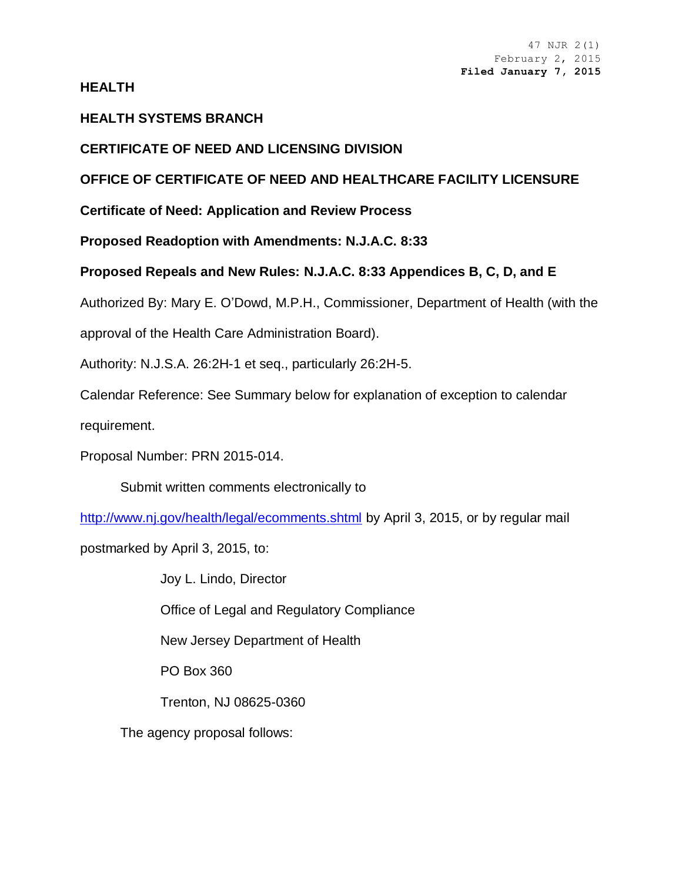47 NJR 2(1)
February 2, 2015
**Filed January 7, 2015**

**HEALTH**

**HEALTH SYSTEMS BRANCH**

**CERTIFICATE OF NEED AND LICENSING DIVISION**

**OFFICE OF CERTIFICATE OF NEED AND HEALTHCARE FACILITY LICENSURE**

**Certificate of Need: Application and Review Process**

**Proposed Readoption with Amendments: N.J.A.C. 8:33**

**Proposed Repeals and New Rules: N.J.A.C. 8:33 Appendices B, C, D, and E**

Authorized By: Mary E. O'Dowd, M.P.H., Commissioner, Department of Health (with the approval of the Health Care Administration Board).

Authority: N.J.S.A. 26:2H-1 et seq., particularly 26:2H-5.

Calendar Reference: See Summary below for explanation of exception to calendar requirement.

Proposal Number: PRN 2015-014.

Submit written comments electronically to http://www.nj.gov/health/legal/ecomments.shtml by April 3, 2015, or by regular mail postmarked by April 3, 2015, to:

Joy L. Lindo, Director

Office of Legal and Regulatory Compliance

New Jersey Department of Health

PO Box 360

Trenton, NJ 08625-0360

The agency proposal follows: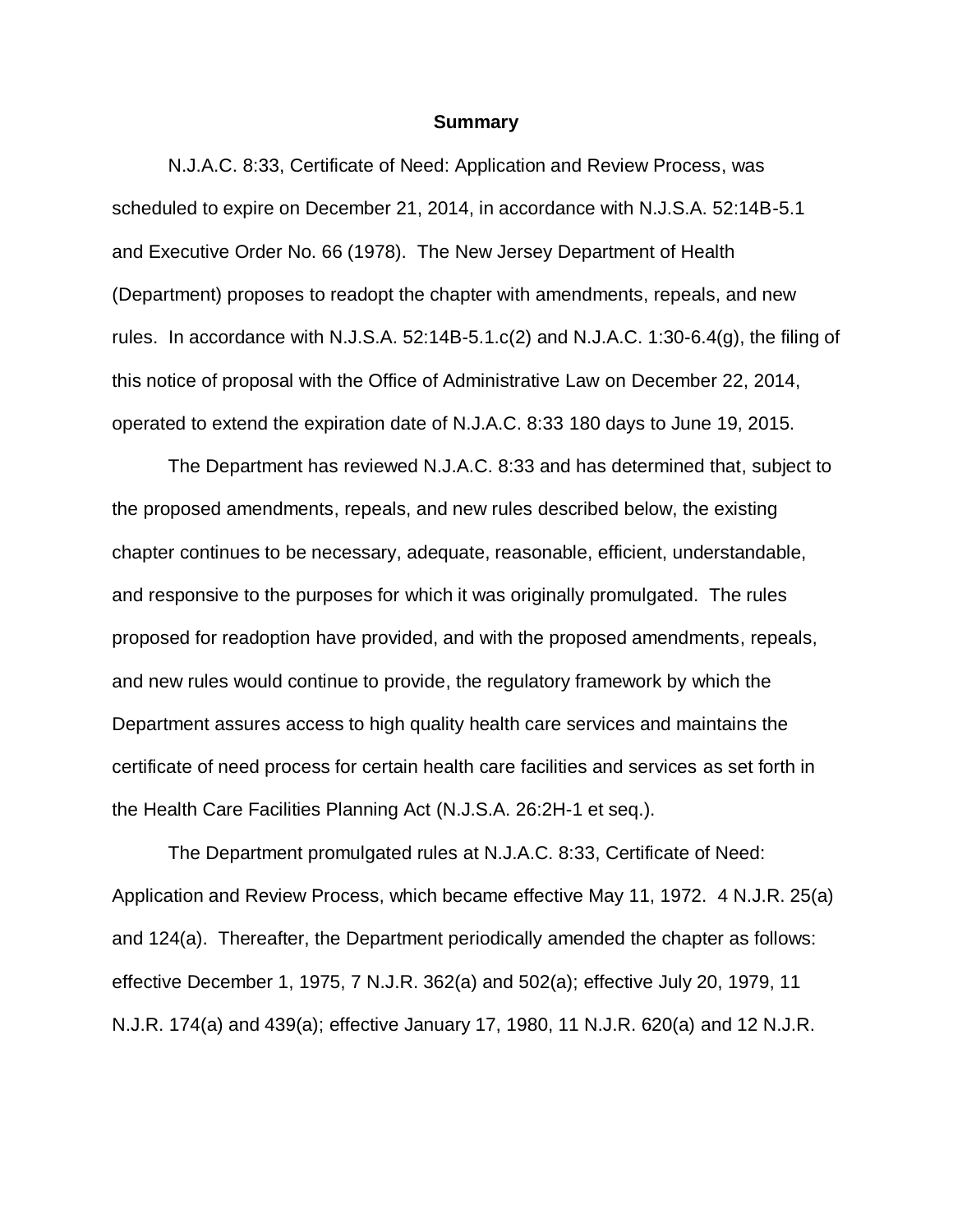**Summary**

N.J.A.C. 8:33, Certificate of Need: Application and Review Process, was scheduled to expire on December 21, 2014, in accordance with N.J.S.A. 52:14B-5.1 and Executive Order No. 66 (1978). The New Jersey Department of Health (Department) proposes to readopt the chapter with amendments, repeals, and new rules. In accordance with N.J.S.A. 52:14B-5.1.c(2) and N.J.A.C. 1:30-6.4(g), the filing of this notice of proposal with the Office of Administrative Law on December 22, 2014, operated to extend the expiration date of N.J.A.C. 8:33 180 days to June 19, 2015.

The Department has reviewed N.J.A.C. 8:33 and has determined that, subject to the proposed amendments, repeals, and new rules described below, the existing chapter continues to be necessary, adequate, reasonable, efficient, understandable, and responsive to the purposes for which it was originally promulgated. The rules proposed for readoption have provided, and with the proposed amendments, repeals, and new rules would continue to provide, the regulatory framework by which the Department assures access to high quality health care services and maintains the certificate of need process for certain health care facilities and services as set forth in the Health Care Facilities Planning Act (N.J.S.A. 26:2H-1 et seq.).

The Department promulgated rules at N.J.A.C. 8:33, Certificate of Need: Application and Review Process, which became effective May 11, 1972. 4 N.J.R. 25(a) and 124(a). Thereafter, the Department periodically amended the chapter as follows: effective December 1, 1975, 7 N.J.R. 362(a) and 502(a); effective July 20, 1979, 11 N.J.R. 174(a) and 439(a); effective January 17, 1980, 11 N.J.R. 620(a) and 12 N.J.R.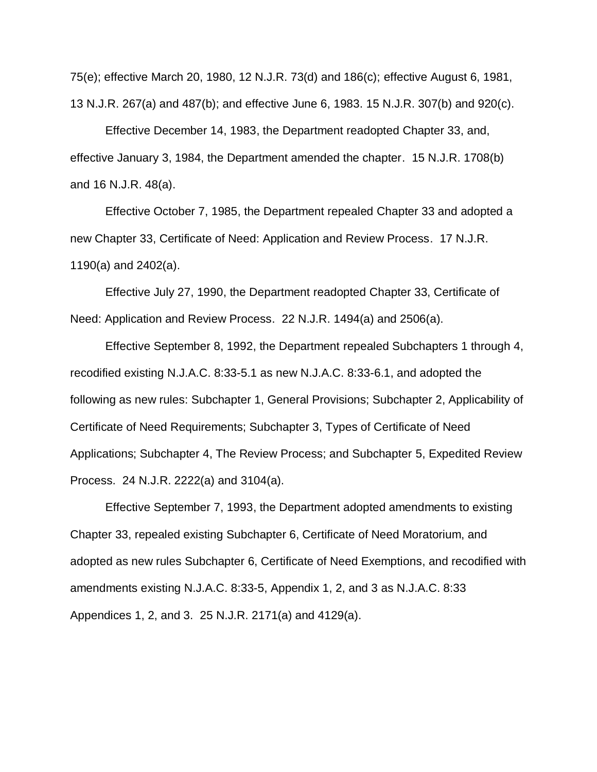75(e); effective March 20, 1980, 12 N.J.R. 73(d) and 186(c); effective August 6, 1981, 13 N.J.R. 267(a) and 487(b); and effective June 6, 1983. 15 N.J.R. 307(b) and 920(c).

Effective December 14, 1983, the Department readopted Chapter 33, and, effective January 3, 1984, the Department amended the chapter. 15 N.J.R. 1708(b) and 16 N.J.R. 48(a).

Effective October 7, 1985, the Department repealed Chapter 33 and adopted a new Chapter 33, Certificate of Need: Application and Review Process. 17 N.J.R. 1190(a) and 2402(a).

Effective July 27, 1990, the Department readopted Chapter 33, Certificate of Need: Application and Review Process. 22 N.J.R. 1494(a) and 2506(a).

Effective September 8, 1992, the Department repealed Subchapters 1 through 4, recodified existing N.J.A.C. 8:33-5.1 as new N.J.A.C. 8:33-6.1, and adopted the following as new rules: Subchapter 1, General Provisions; Subchapter 2, Applicability of Certificate of Need Requirements; Subchapter 3, Types of Certificate of Need Applications; Subchapter 4, The Review Process; and Subchapter 5, Expedited Review Process. 24 N.J.R. 2222(a) and 3104(a).

Effective September 7, 1993, the Department adopted amendments to existing Chapter 33, repealed existing Subchapter 6, Certificate of Need Moratorium, and adopted as new rules Subchapter 6, Certificate of Need Exemptions, and recodified with amendments existing N.J.A.C. 8:33-5, Appendix 1, 2, and 3 as N.J.A.C. 8:33 Appendices 1, 2, and 3. 25 N.J.R. 2171(a) and 4129(a).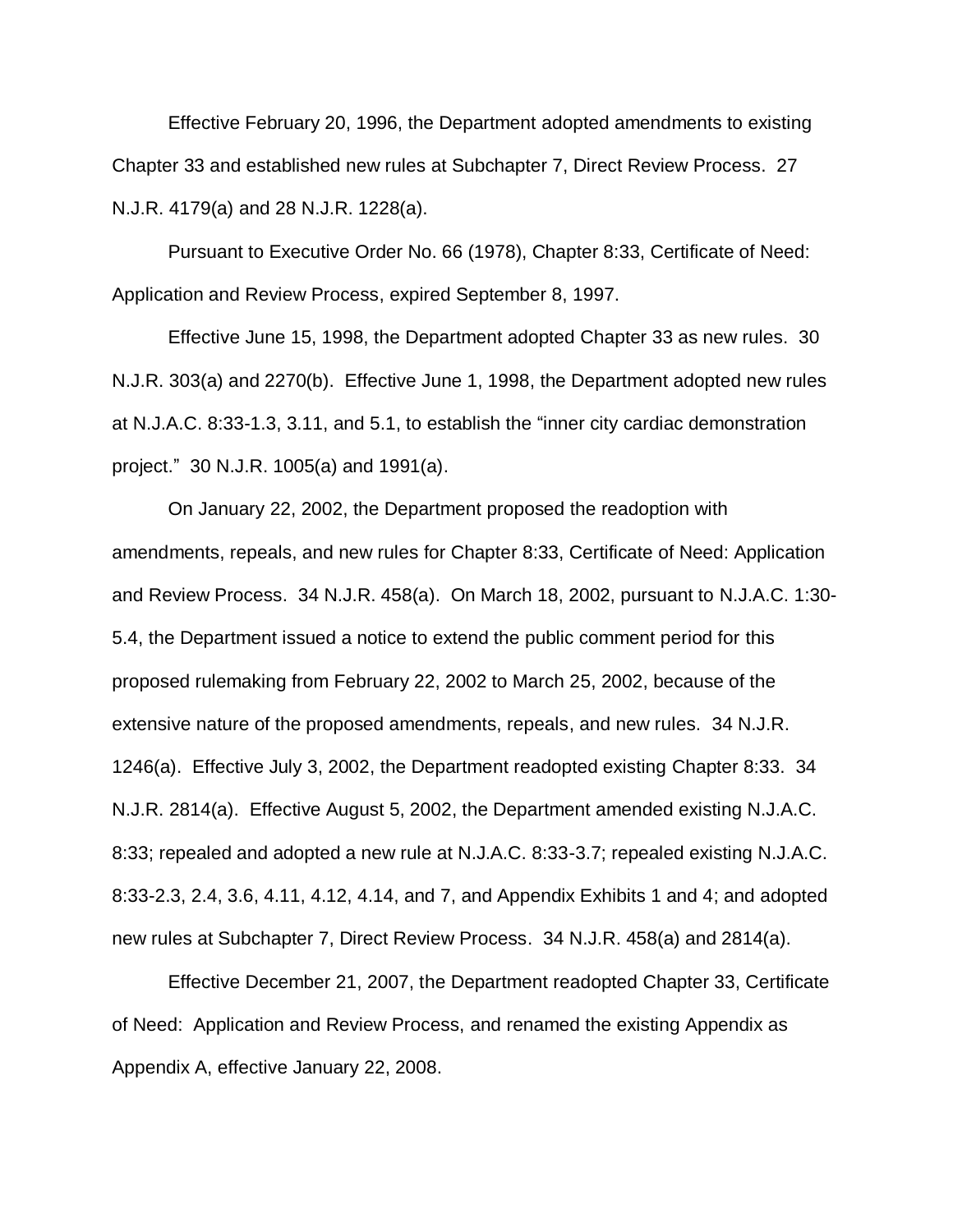Effective February 20, 1996, the Department adopted amendments to existing Chapter 33 and established new rules at Subchapter 7, Direct Review Process. 27 N.J.R. 4179(a) and 28 N.J.R. 1228(a).

Pursuant to Executive Order No. 66 (1978), Chapter 8:33, Certificate of Need: Application and Review Process, expired September 8, 1997.

Effective June 15, 1998, the Department adopted Chapter 33 as new rules. 30 N.J.R. 303(a) and 2270(b). Effective June 1, 1998, the Department adopted new rules at N.J.A.C. 8:33-1.3, 3.11, and 5.1, to establish the "inner city cardiac demonstration project." 30 N.J.R. 1005(a) and 1991(a).

On January 22, 2002, the Department proposed the readoption with amendments, repeals, and new rules for Chapter 8:33, Certificate of Need: Application and Review Process. 34 N.J.R. 458(a). On March 18, 2002, pursuant to N.J.A.C. 1:30-5.4, the Department issued a notice to extend the public comment period for this proposed rulemaking from February 22, 2002 to March 25, 2002, because of the extensive nature of the proposed amendments, repeals, and new rules. 34 N.J.R. 1246(a). Effective July 3, 2002, the Department readopted existing Chapter 8:33. 34 N.J.R. 2814(a). Effective August 5, 2002, the Department amended existing N.J.A.C. 8:33; repealed and adopted a new rule at N.J.A.C. 8:33-3.7; repealed existing N.J.A.C. 8:33-2.3, 2.4, 3.6, 4.11, 4.12, 4.14, and 7, and Appendix Exhibits 1 and 4; and adopted new rules at Subchapter 7, Direct Review Process. 34 N.J.R. 458(a) and 2814(a).

Effective December 21, 2007, the Department readopted Chapter 33, Certificate of Need: Application and Review Process, and renamed the existing Appendix as Appendix A, effective January 22, 2008.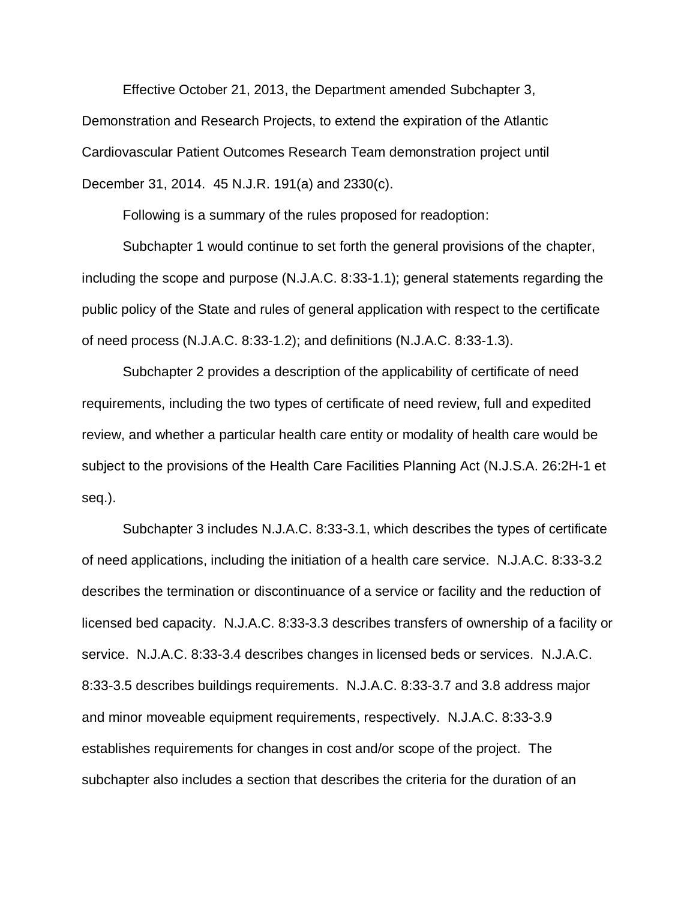Effective October 21, 2013, the Department amended Subchapter 3, Demonstration and Research Projects, to extend the expiration of the Atlantic Cardiovascular Patient Outcomes Research Team demonstration project until December 31, 2014. 45 N.J.R. 191(a) and 2330(c).

Following is a summary of the rules proposed for readoption:

Subchapter 1 would continue to set forth the general provisions of the chapter, including the scope and purpose (N.J.A.C. 8:33-1.1); general statements regarding the public policy of the State and rules of general application with respect to the certificate of need process (N.J.A.C. 8:33-1.2); and definitions (N.J.A.C. 8:33-1.3).

Subchapter 2 provides a description of the applicability of certificate of need requirements, including the two types of certificate of need review, full and expedited review, and whether a particular health care entity or modality of health care would be subject to the provisions of the Health Care Facilities Planning Act (N.J.S.A. 26:2H-1 et seq.).

Subchapter 3 includes N.J.A.C. 8:33-3.1, which describes the types of certificate of need applications, including the initiation of a health care service. N.J.A.C. 8:33-3.2 describes the termination or discontinuance of a service or facility and the reduction of licensed bed capacity. N.J.A.C. 8:33-3.3 describes transfers of ownership of a facility or service. N.J.A.C. 8:33-3.4 describes changes in licensed beds or services. N.J.A.C. 8:33-3.5 describes buildings requirements. N.J.A.C. 8:33-3.7 and 3.8 address major and minor moveable equipment requirements, respectively. N.J.A.C. 8:33-3.9 establishes requirements for changes in cost and/or scope of the project. The subchapter also includes a section that describes the criteria for the duration of an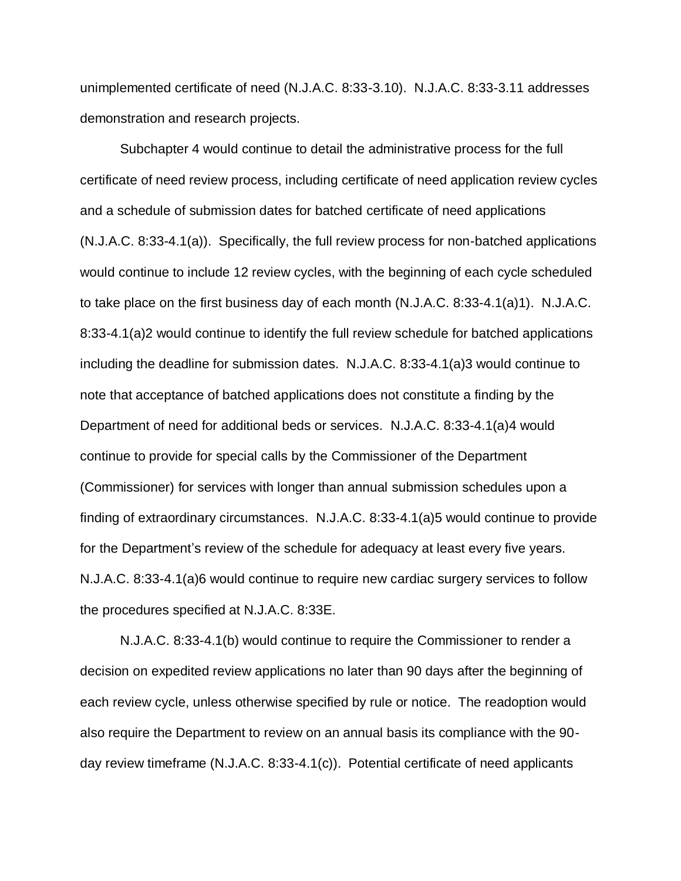unimplemented certificate of need (N.J.A.C. 8:33-3.10). N.J.A.C. 8:33-3.11 addresses demonstration and research projects.

Subchapter 4 would continue to detail the administrative process for the full certificate of need review process, including certificate of need application review cycles and a schedule of submission dates for batched certificate of need applications (N.J.A.C. 8:33-4.1(a)). Specifically, the full review process for non-batched applications would continue to include 12 review cycles, with the beginning of each cycle scheduled to take place on the first business day of each month (N.J.A.C. 8:33-4.1(a)1). N.J.A.C. 8:33-4.1(a)2 would continue to identify the full review schedule for batched applications including the deadline for submission dates. N.J.A.C. 8:33-4.1(a)3 would continue to note that acceptance of batched applications does not constitute a finding by the Department of need for additional beds or services. N.J.A.C. 8:33-4.1(a)4 would continue to provide for special calls by the Commissioner of the Department (Commissioner) for services with longer than annual submission schedules upon a finding of extraordinary circumstances. N.J.A.C. 8:33-4.1(a)5 would continue to provide for the Department's review of the schedule for adequacy at least every five years. N.J.A.C. 8:33-4.1(a)6 would continue to require new cardiac surgery services to follow the procedures specified at N.J.A.C. 8:33E.

N.J.A.C. 8:33-4.1(b) would continue to require the Commissioner to render a decision on expedited review applications no later than 90 days after the beginning of each review cycle, unless otherwise specified by rule or notice. The readoption would also require the Department to review on an annual basis its compliance with the 90-day review timeframe (N.J.A.C. 8:33-4.1(c)). Potential certificate of need applicants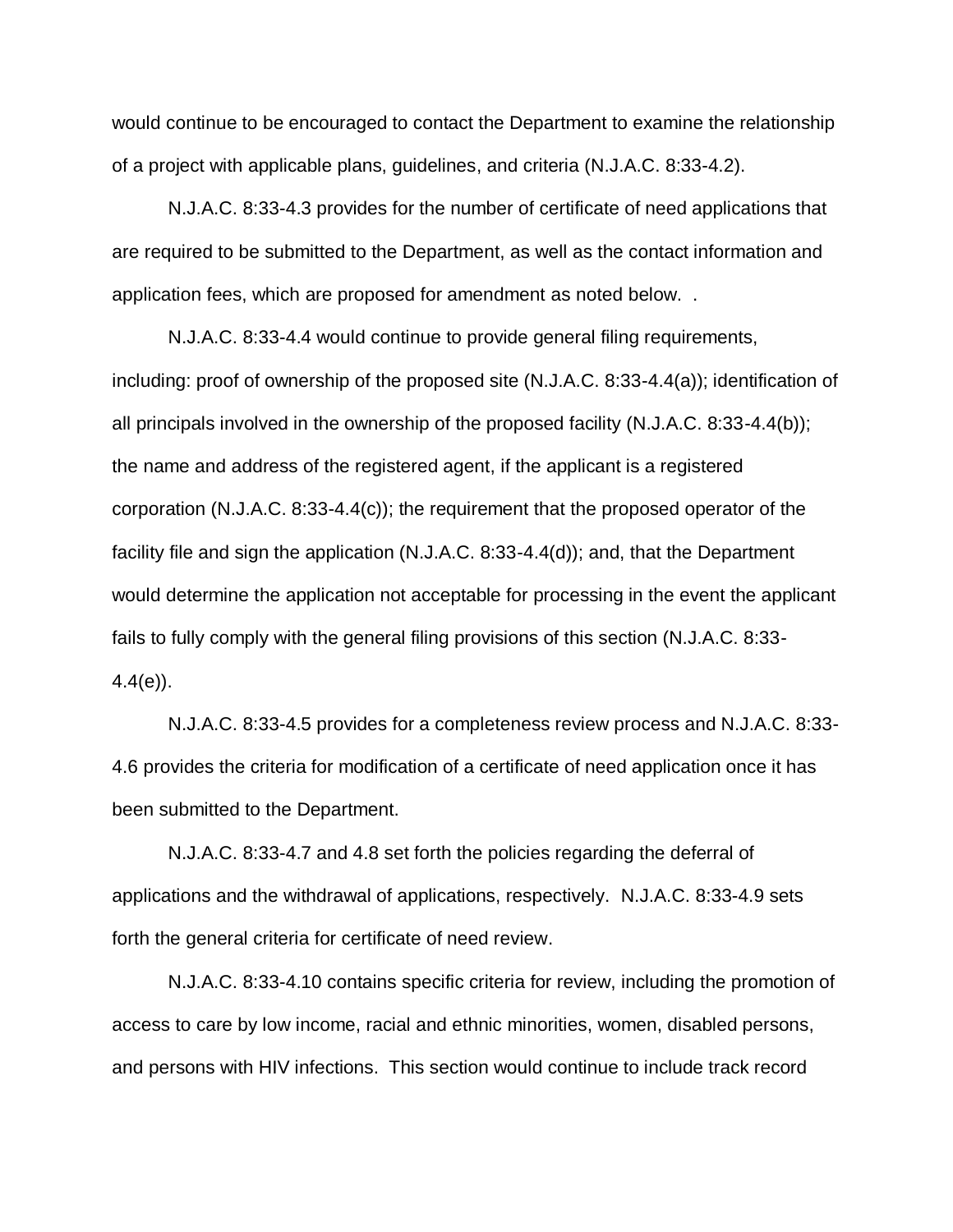would continue to be encouraged to contact the Department to examine the relationship of a project with applicable plans, guidelines, and criteria (N.J.A.C. 8:33-4.2).

N.J.A.C. 8:33-4.3 provides for the number of certificate of need applications that are required to be submitted to the Department, as well as the contact information and application fees, which are proposed for amendment as noted below. .

N.J.A.C. 8:33-4.4 would continue to provide general filing requirements, including: proof of ownership of the proposed site (N.J.A.C. 8:33-4.4(a)); identification of all principals involved in the ownership of the proposed facility (N.J.A.C. 8:33-4.4(b)); the name and address of the registered agent, if the applicant is a registered corporation (N.J.A.C. 8:33-4.4(c)); the requirement that the proposed operator of the facility file and sign the application (N.J.A.C. 8:33-4.4(d)); and, that the Department would determine the application not acceptable for processing in the event the applicant fails to fully comply with the general filing provisions of this section (N.J.A.C. 8:33-4.4(e)).

N.J.A.C. 8:33-4.5 provides for a completeness review process and N.J.A.C. 8:33-4.6 provides the criteria for modification of a certificate of need application once it has been submitted to the Department.

N.J.A.C. 8:33-4.7 and 4.8 set forth the policies regarding the deferral of applications and the withdrawal of applications, respectively. N.J.A.C. 8:33-4.9 sets forth the general criteria for certificate of need review.

N.J.A.C. 8:33-4.10 contains specific criteria for review, including the promotion of access to care by low income, racial and ethnic minorities, women, disabled persons, and persons with HIV infections. This section would continue to include track record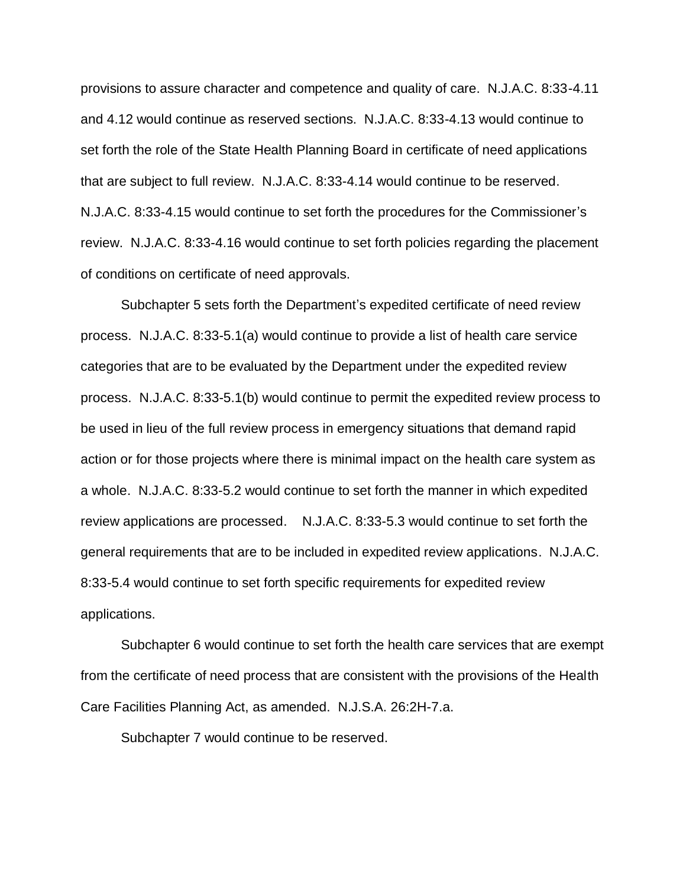provisions to assure character and competence and quality of care. N.J.A.C. 8:33-4.11 and 4.12 would continue as reserved sections. N.J.A.C. 8:33-4.13 would continue to set forth the role of the State Health Planning Board in certificate of need applications that are subject to full review. N.J.A.C. 8:33-4.14 would continue to be reserved. N.J.A.C. 8:33-4.15 would continue to set forth the procedures for the Commissioner's review. N.J.A.C. 8:33-4.16 would continue to set forth policies regarding the placement of conditions on certificate of need approvals.

Subchapter 5 sets forth the Department's expedited certificate of need review process. N.J.A.C. 8:33-5.1(a) would continue to provide a list of health care service categories that are to be evaluated by the Department under the expedited review process. N.J.A.C. 8:33-5.1(b) would continue to permit the expedited review process to be used in lieu of the full review process in emergency situations that demand rapid action or for those projects where there is minimal impact on the health care system as a whole. N.J.A.C. 8:33-5.2 would continue to set forth the manner in which expedited review applications are processed. N.J.A.C. 8:33-5.3 would continue to set forth the general requirements that are to be included in expedited review applications. N.J.A.C. 8:33-5.4 would continue to set forth specific requirements for expedited review applications.

Subchapter 6 would continue to set forth the health care services that are exempt from the certificate of need process that are consistent with the provisions of the Health Care Facilities Planning Act, as amended. N.J.S.A. 26:2H-7.a.

Subchapter 7 would continue to be reserved.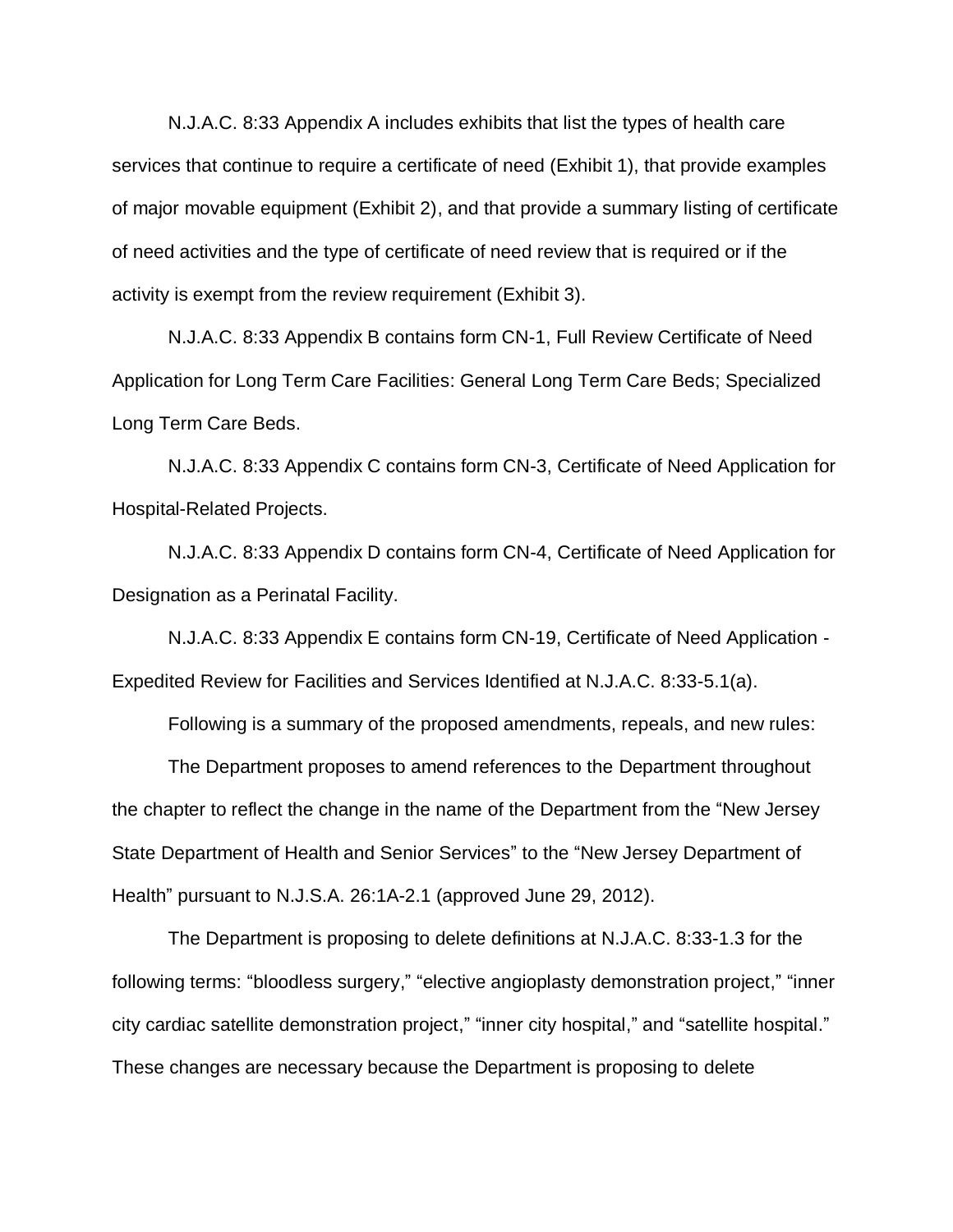N.J.A.C. 8:33 Appendix A includes exhibits that list the types of health care services that continue to require a certificate of need (Exhibit 1), that provide examples of major movable equipment (Exhibit 2), and that provide a summary listing of certificate of need activities and the type of certificate of need review that is required or if the activity is exempt from the review requirement (Exhibit 3).

N.J.A.C. 8:33 Appendix B contains form CN-1, Full Review Certificate of Need Application for Long Term Care Facilities: General Long Term Care Beds; Specialized Long Term Care Beds.

N.J.A.C. 8:33 Appendix C contains form CN-3, Certificate of Need Application for Hospital-Related Projects.

N.J.A.C. 8:33 Appendix D contains form CN-4, Certificate of Need Application for Designation as a Perinatal Facility.

N.J.A.C. 8:33 Appendix E contains form CN-19, Certificate of Need Application - Expedited Review for Facilities and Services Identified at N.J.A.C. 8:33-5.1(a).

Following is a summary of the proposed amendments, repeals, and new rules:

The Department proposes to amend references to the Department throughout the chapter to reflect the change in the name of the Department from the "New Jersey State Department of Health and Senior Services" to the "New Jersey Department of Health" pursuant to N.J.S.A. 26:1A-2.1 (approved June 29, 2012).

The Department is proposing to delete definitions at N.J.A.C. 8:33-1.3 for the following terms: "bloodless surgery," "elective angioplasty demonstration project," "inner city cardiac satellite demonstration project," "inner city hospital," and "satellite hospital." These changes are necessary because the Department is proposing to delete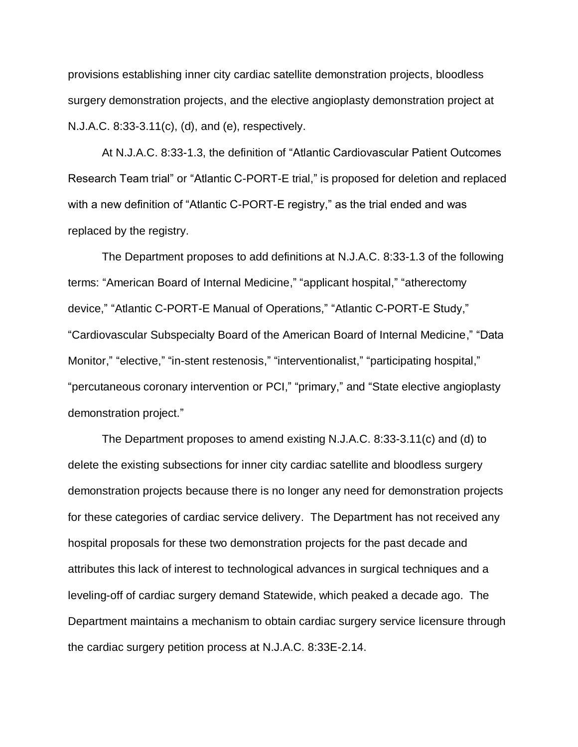provisions establishing inner city cardiac satellite demonstration projects, bloodless surgery demonstration projects, and the elective angioplasty demonstration project at N.J.A.C. 8:33-3.11(c), (d), and (e), respectively.

At N.J.A.C. 8:33-1.3, the definition of "Atlantic Cardiovascular Patient Outcomes Research Team trial" or "Atlantic C-PORT-E trial," is proposed for deletion and replaced with a new definition of "Atlantic C-PORT-E registry," as the trial ended and was replaced by the registry.

The Department proposes to add definitions at N.J.A.C. 8:33-1.3 of the following terms: "American Board of Internal Medicine," "applicant hospital," "atherectomy device," "Atlantic C-PORT-E Manual of Operations," "Atlantic C-PORT-E Study," "Cardiovascular Subspecialty Board of the American Board of Internal Medicine," "Data Monitor," "elective," "in-stent restenosis," "interventionalist," "participating hospital," "percutaneous coronary intervention or PCI," "primary," and "State elective angioplasty demonstration project."

The Department proposes to amend existing N.J.A.C. 8:33-3.11(c) and (d) to delete the existing subsections for inner city cardiac satellite and bloodless surgery demonstration projects because there is no longer any need for demonstration projects for these categories of cardiac service delivery. The Department has not received any hospital proposals for these two demonstration projects for the past decade and attributes this lack of interest to technological advances in surgical techniques and a leveling-off of cardiac surgery demand Statewide, which peaked a decade ago. The Department maintains a mechanism to obtain cardiac surgery service licensure through the cardiac surgery petition process at N.J.A.C. 8:33E-2.14.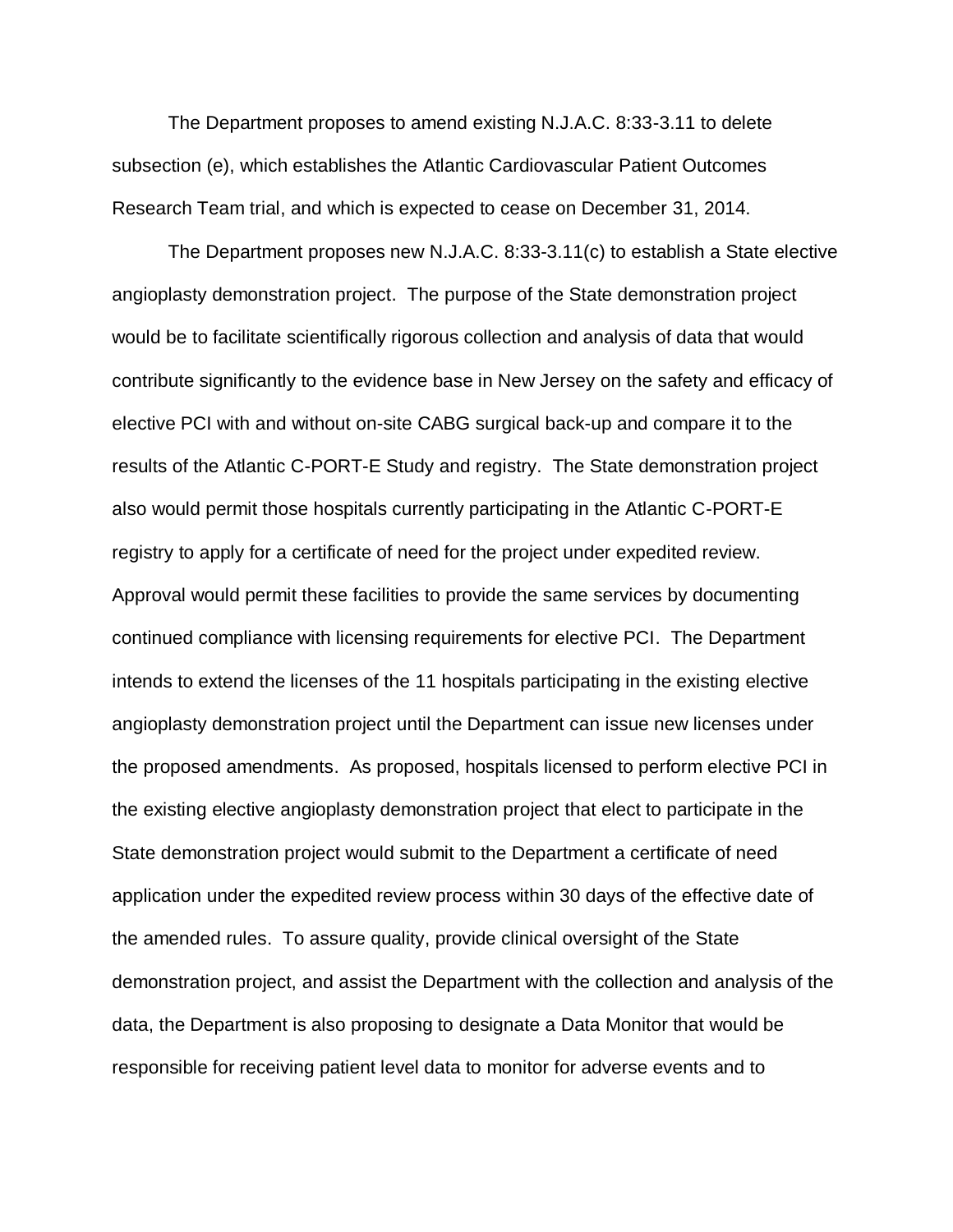The Department proposes to amend existing N.J.A.C. 8:33-3.11 to delete subsection (e), which establishes the Atlantic Cardiovascular Patient Outcomes Research Team trial, and which is expected to cease on December 31, 2014.

The Department proposes new N.J.A.C. 8:33-3.11(c) to establish a State elective angioplasty demonstration project. The purpose of the State demonstration project would be to facilitate scientifically rigorous collection and analysis of data that would contribute significantly to the evidence base in New Jersey on the safety and efficacy of elective PCI with and without on-site CABG surgical back-up and compare it to the results of the Atlantic C-PORT-E Study and registry. The State demonstration project also would permit those hospitals currently participating in the Atlantic C-PORT-E registry to apply for a certificate of need for the project under expedited review. Approval would permit these facilities to provide the same services by documenting continued compliance with licensing requirements for elective PCI. The Department intends to extend the licenses of the 11 hospitals participating in the existing elective angioplasty demonstration project until the Department can issue new licenses under the proposed amendments. As proposed, hospitals licensed to perform elective PCI in the existing elective angioplasty demonstration project that elect to participate in the State demonstration project would submit to the Department a certificate of need application under the expedited review process within 30 days of the effective date of the amended rules. To assure quality, provide clinical oversight of the State demonstration project, and assist the Department with the collection and analysis of the data, the Department is also proposing to designate a Data Monitor that would be responsible for receiving patient level data to monitor for adverse events and to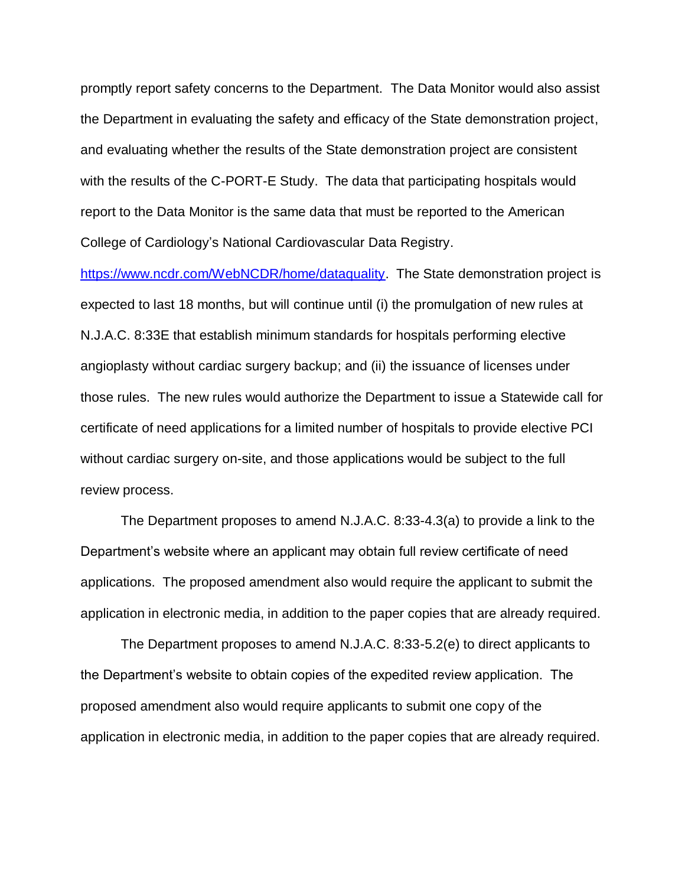promptly report safety concerns to the Department. The Data Monitor would also assist the Department in evaluating the safety and efficacy of the State demonstration project, and evaluating whether the results of the State demonstration project are consistent with the results of the C-PORT-E Study. The data that participating hospitals would report to the Data Monitor is the same data that must be reported to the American College of Cardiology's National Cardiovascular Data Registry. https://www.ncdr.com/WebNCDR/home/dataquality. The State demonstration project is expected to last 18 months, but will continue until (i) the promulgation of new rules at N.J.A.C. 8:33E that establish minimum standards for hospitals performing elective angioplasty without cardiac surgery backup; and (ii) the issuance of licenses under those rules. The new rules would authorize the Department to issue a Statewide call for certificate of need applications for a limited number of hospitals to provide elective PCI without cardiac surgery on-site, and those applications would be subject to the full review process.

The Department proposes to amend N.J.A.C. 8:33-4.3(a) to provide a link to the Department's website where an applicant may obtain full review certificate of need applications. The proposed amendment also would require the applicant to submit the application in electronic media, in addition to the paper copies that are already required.

The Department proposes to amend N.J.A.C. 8:33-5.2(e) to direct applicants to the Department's website to obtain copies of the expedited review application. The proposed amendment also would require applicants to submit one copy of the application in electronic media, in addition to the paper copies that are already required.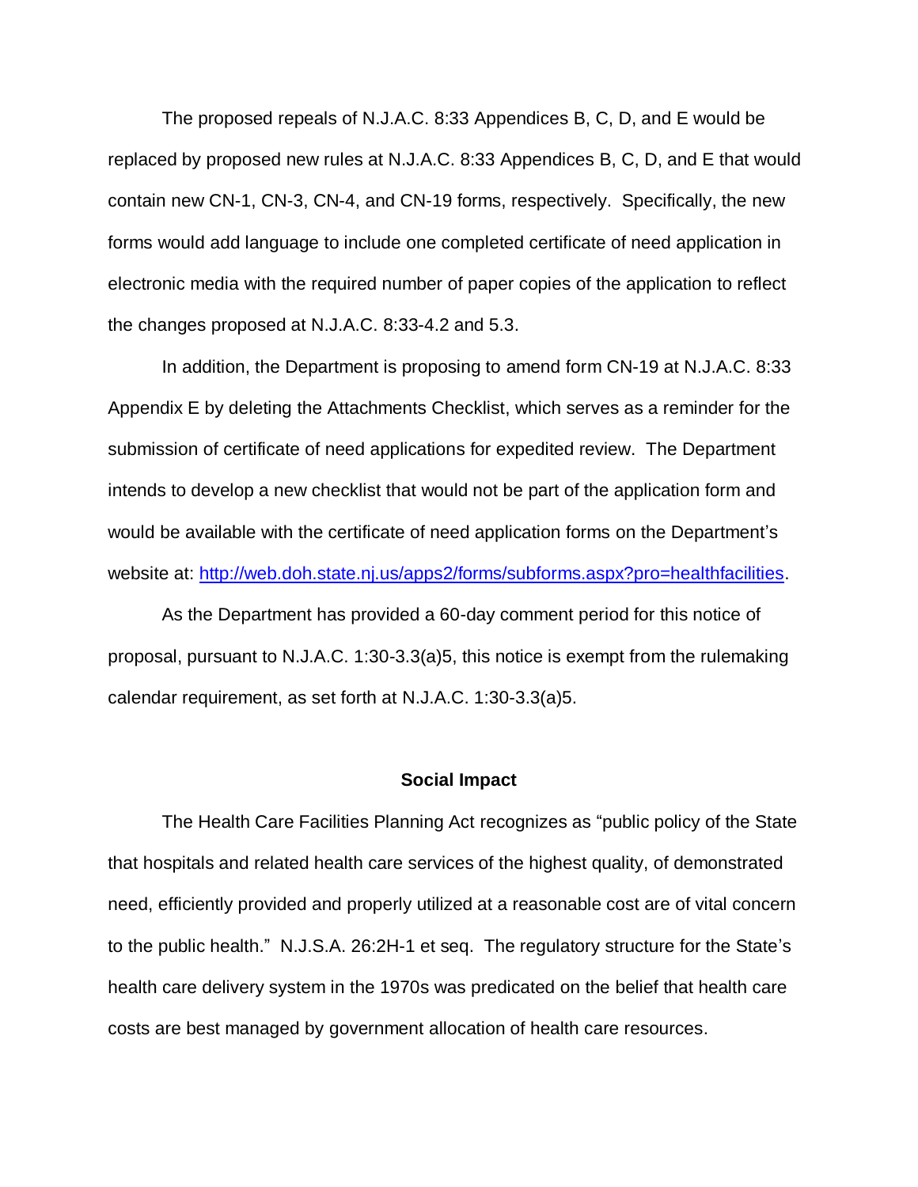The proposed repeals of N.J.A.C. 8:33 Appendices B, C, D, and E would be replaced by proposed new rules at N.J.A.C. 8:33 Appendices B, C, D, and E that would contain new CN-1, CN-3, CN-4, and CN-19 forms, respectively. Specifically, the new forms would add language to include one completed certificate of need application in electronic media with the required number of paper copies of the application to reflect the changes proposed at N.J.A.C. 8:33-4.2 and 5.3.

In addition, the Department is proposing to amend form CN-19 at N.J.A.C. 8:33 Appendix E by deleting the Attachments Checklist, which serves as a reminder for the submission of certificate of need applications for expedited review. The Department intends to develop a new checklist that would not be part of the application form and would be available with the certificate of need application forms on the Department's website at: [http://web.doh.state.nj.us/apps2/forms/subforms.aspx?pro=healthfacilities](http://web.doh.state.nj.us/apps2/forms/subforms.aspx?pro=healthfacilities).

As the Department has provided a 60-day comment period for this notice of proposal, pursuant to N.J.A.C. 1:30-3.3(a)5, this notice is exempt from the rulemaking calendar requirement, as set forth at N.J.A.C. 1:30-3.3(a)5.

**Social Impact**

The Health Care Facilities Planning Act recognizes as "public policy of the State that hospitals and related health care services of the highest quality, of demonstrated need, efficiently provided and properly utilized at a reasonable cost are of vital concern to the public health." N.J.S.A. 26:2H-1 et seq. The regulatory structure for the State's health care delivery system in the 1970s was predicated on the belief that health care costs are best managed by government allocation of health care resources.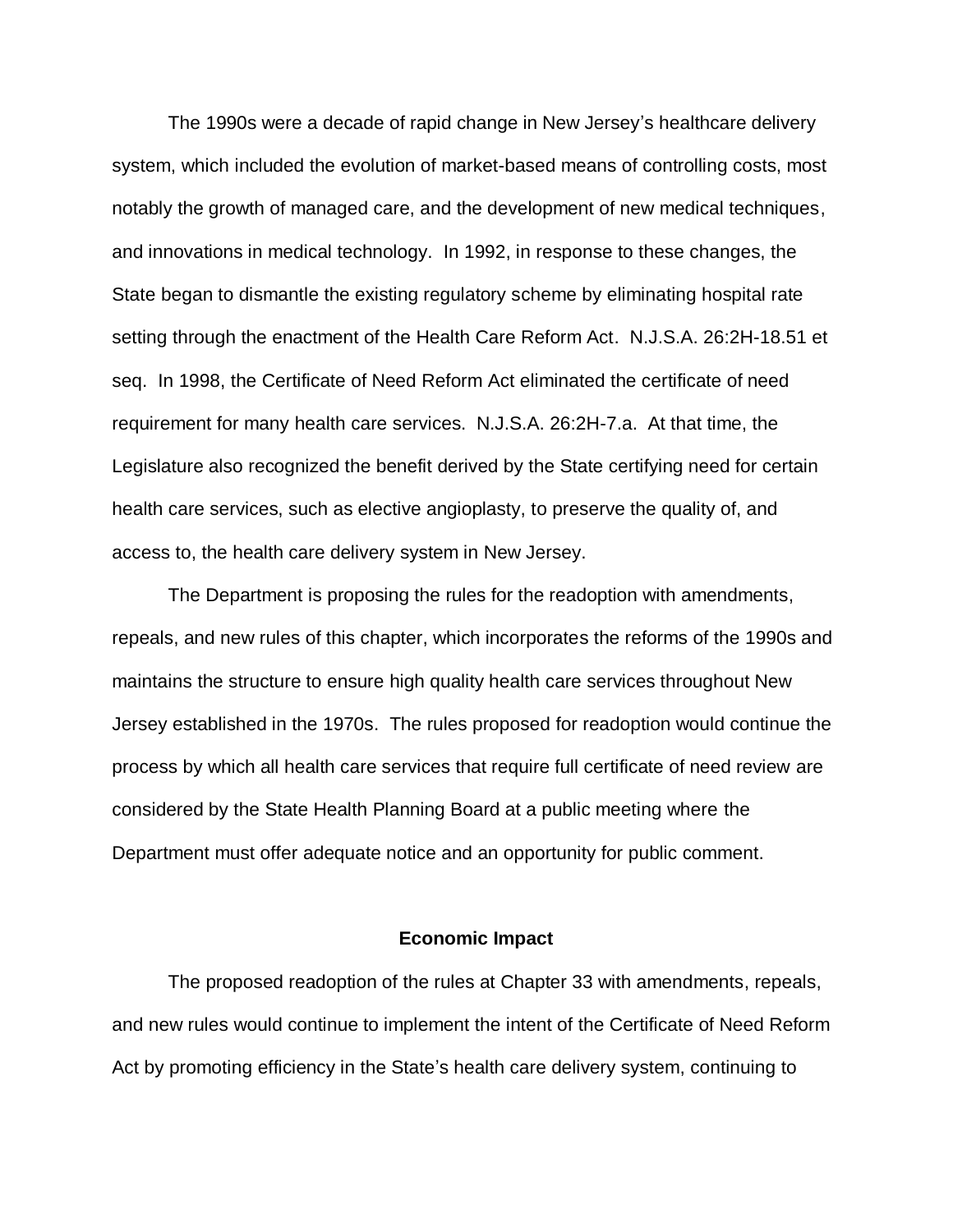The 1990s were a decade of rapid change in New Jersey's healthcare delivery system, which included the evolution of market-based means of controlling costs, most notably the growth of managed care, and the development of new medical techniques, and innovations in medical technology. In 1992, in response to these changes, the State began to dismantle the existing regulatory scheme by eliminating hospital rate setting through the enactment of the Health Care Reform Act. N.J.S.A. 26:2H-18.51 et seq. In 1998, the Certificate of Need Reform Act eliminated the certificate of need requirement for many health care services. N.J.S.A. 26:2H-7.a. At that time, the Legislature also recognized the benefit derived by the State certifying need for certain health care services, such as elective angioplasty, to preserve the quality of, and access to, the health care delivery system in New Jersey.

The Department is proposing the rules for the readoption with amendments, repeals, and new rules of this chapter, which incorporates the reforms of the 1990s and maintains the structure to ensure high quality health care services throughout New Jersey established in the 1970s. The rules proposed for readoption would continue the process by which all health care services that require full certificate of need review are considered by the State Health Planning Board at a public meeting where the Department must offer adequate notice and an opportunity for public comment.

**Economic Impact**

The proposed readoption of the rules at Chapter 33 with amendments, repeals, and new rules would continue to implement the intent of the Certificate of Need Reform Act by promoting efficiency in the State's health care delivery system, continuing to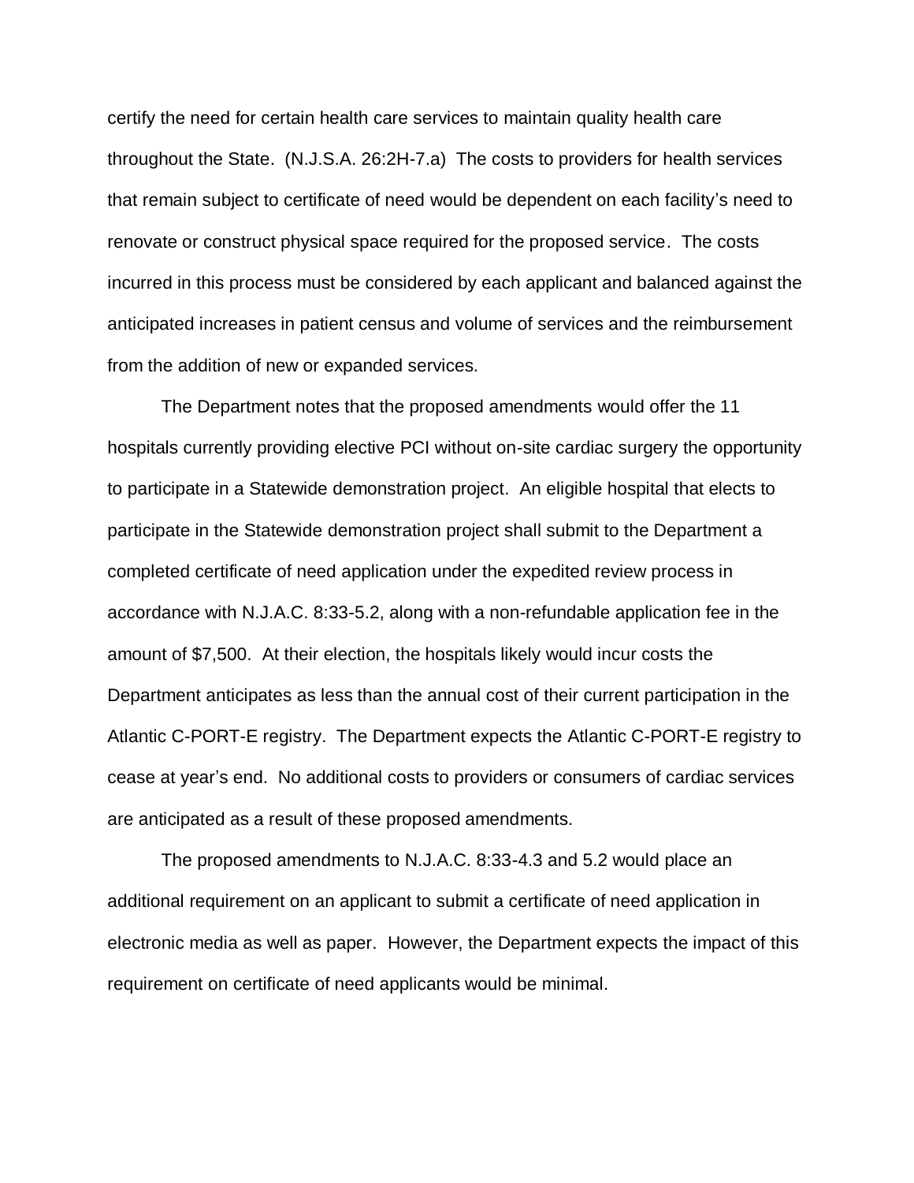certify the need for certain health care services to maintain quality health care throughout the State. (N.J.S.A. 26:2H-7.a) The costs to providers for health services that remain subject to certificate of need would be dependent on each facility's need to renovate or construct physical space required for the proposed service. The costs incurred in this process must be considered by each applicant and balanced against the anticipated increases in patient census and volume of services and the reimbursement from the addition of new or expanded services.

The Department notes that the proposed amendments would offer the 11 hospitals currently providing elective PCI without on-site cardiac surgery the opportunity to participate in a Statewide demonstration project. An eligible hospital that elects to participate in the Statewide demonstration project shall submit to the Department a completed certificate of need application under the expedited review process in accordance with N.J.A.C. 8:33-5.2, along with a non-refundable application fee in the amount of $7,500. At their election, the hospitals likely would incur costs the Department anticipates as less than the annual cost of their current participation in the Atlantic C-PORT-E registry. The Department expects the Atlantic C-PORT-E registry to cease at year's end. No additional costs to providers or consumers of cardiac services are anticipated as a result of these proposed amendments.

The proposed amendments to N.J.A.C. 8:33-4.3 and 5.2 would place an additional requirement on an applicant to submit a certificate of need application in electronic media as well as paper. However, the Department expects the impact of this requirement on certificate of need applicants would be minimal.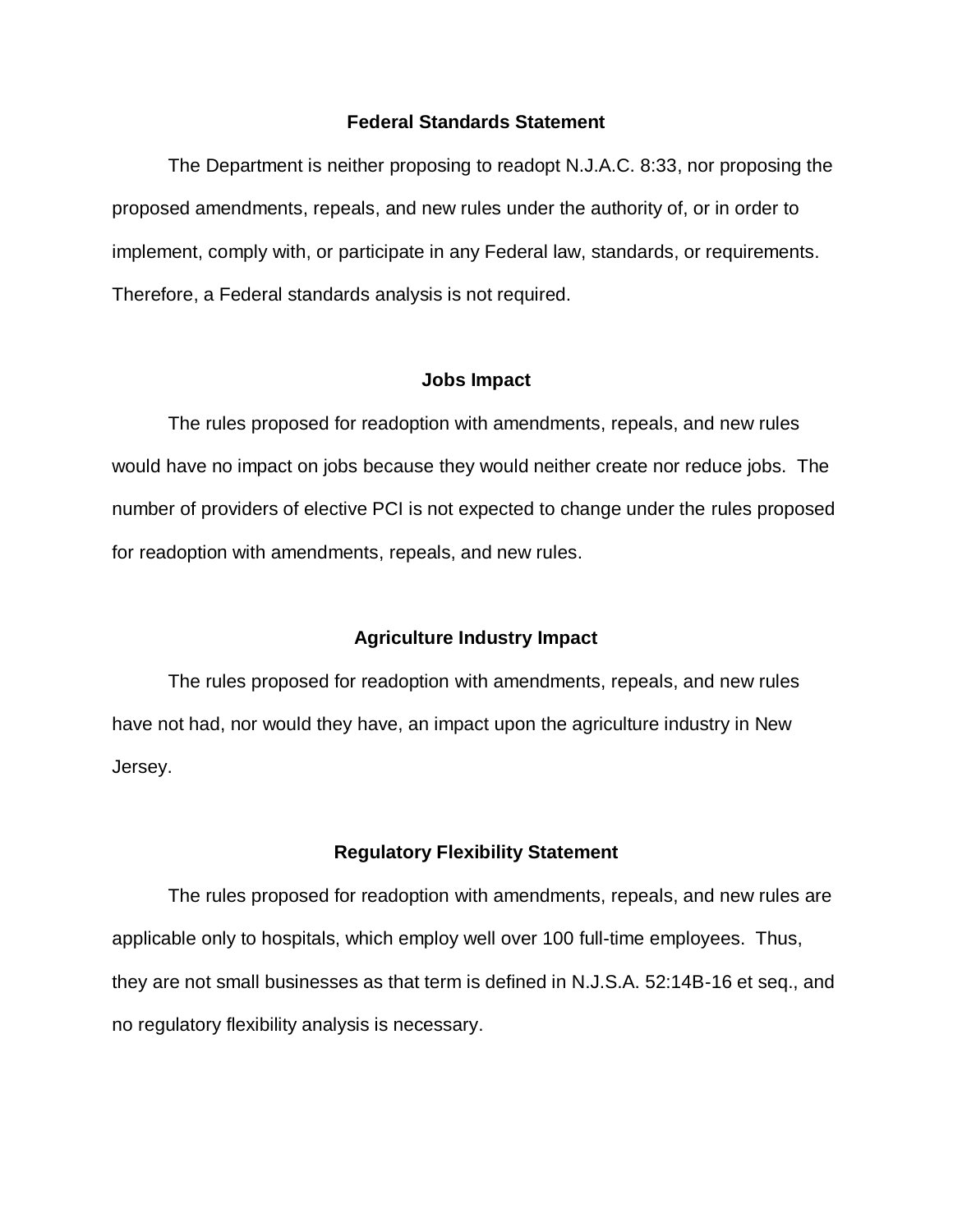## Federal Standards Statement

The Department is neither proposing to readopt N.J.A.C. 8:33, nor proposing the proposed amendments, repeals, and new rules under the authority of, or in order to implement, comply with, or participate in any Federal law, standards, or requirements. Therefore, a Federal standards analysis is not required.

## Jobs Impact

The rules proposed for readoption with amendments, repeals, and new rules would have no impact on jobs because they would neither create nor reduce jobs. The number of providers of elective PCI is not expected to change under the rules proposed for readoption with amendments, repeals, and new rules.

## Agriculture Industry Impact

The rules proposed for readoption with amendments, repeals, and new rules have not had, nor would they have, an impact upon the agriculture industry in New Jersey.

## Regulatory Flexibility Statement

The rules proposed for readoption with amendments, repeals, and new rules are applicable only to hospitals, which employ well over 100 full-time employees. Thus, they are not small businesses as that term is defined in N.J.S.A. 52:14B-16 et seq., and no regulatory flexibility analysis is necessary.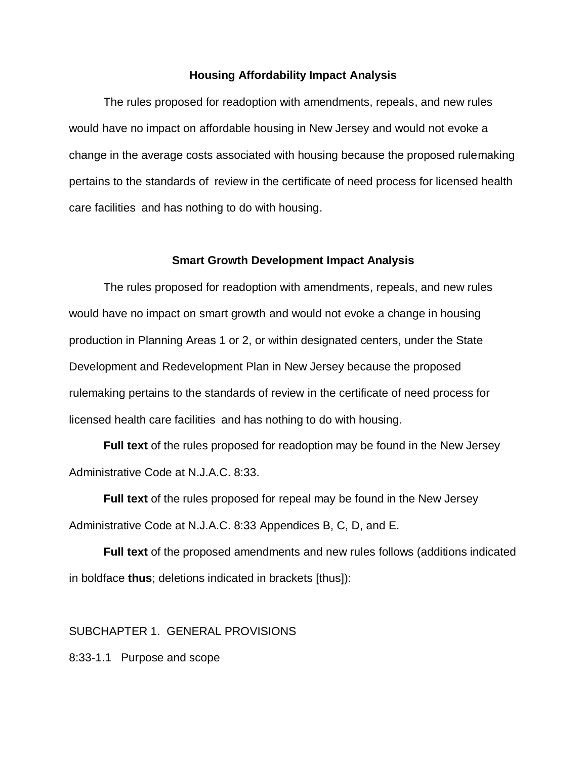**Housing Affordability Impact Analysis**

The rules proposed for readoption with amendments, repeals, and new rules would have no impact on affordable housing in New Jersey and would not evoke a change in the average costs associated with housing because the proposed rulemaking pertains to the standards of review in the certificate of need process for licensed health care facilities and has nothing to do with housing.

**Smart Growth Development Impact Analysis**

The rules proposed for readoption with amendments, repeals, and new rules would have no impact on smart growth and would not evoke a change in housing production in Planning Areas 1 or 2, or within designated centers, under the State Development and Redevelopment Plan in New Jersey because the proposed rulemaking pertains to the standards of review in the certificate of need process for licensed health care facilities and has nothing to do with housing.

**Full text** of the rules proposed for readoption may be found in the New Jersey Administrative Code at N.J.A.C. 8:33.

**Full text** of the rules proposed for repeal may be found in the New Jersey Administrative Code at N.J.A.C. 8:33 Appendices B, C, D, and E.

**Full text** of the proposed amendments and new rules follows (additions indicated in boldface **thus**; deletions indicated in brackets [thus]):

SUBCHAPTER 1. GENERAL PROVISIONS

8:33-1.1 Purpose and scope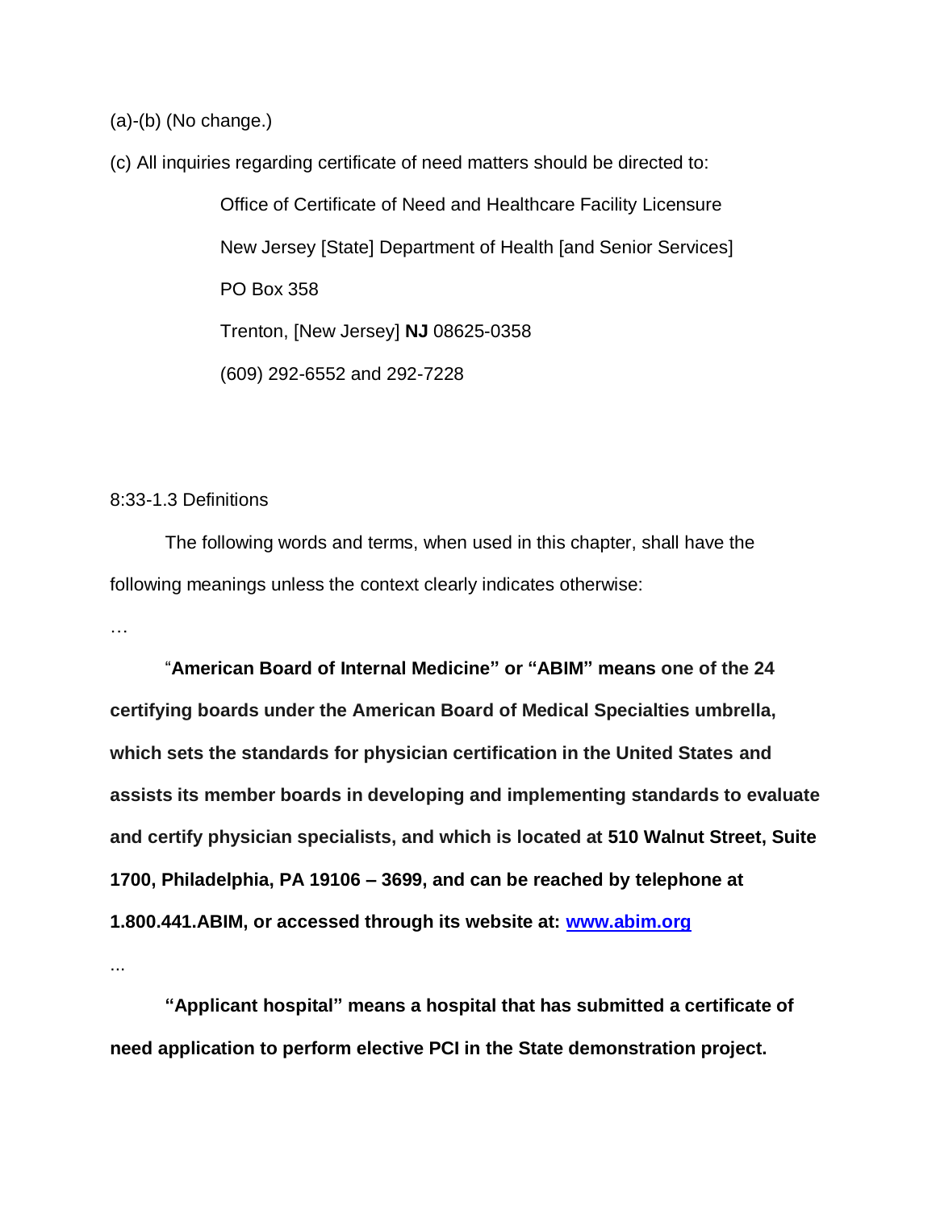(a)-(b) (No change.)

(c) All inquiries regarding certificate of need matters should be directed to:

Office of Certificate of Need and Healthcare Facility Licensure

New Jersey [State] Department of Health [and Senior Services]

PO Box 358

Trenton, [New Jersey] **NJ** 08625-0358

(609) 292-6552 and 292-7228

8:33-1.3 Definitions

The following words and terms, when used in this chapter, shall have the following meanings unless the context clearly indicates otherwise:

…

"**American Board of Internal Medicine" or "ABIM" means one of the 24 certifying boards under the American Board of Medical Specialties umbrella, which sets the standards for physician certification in the United States and assists its member boards in developing and implementing standards to evaluate and certify physician specialists, and which is located at 510 Walnut Street, Suite 1700, Philadelphia, PA 19106 – 3699, and can be reached by telephone at 1.800.441.ABIM, or accessed through its website at: [www.abim.org](http://www.abim.org)**

...

**"Applicant hospital" means a hospital that has submitted a certificate of need application to perform elective PCI in the State demonstration project.**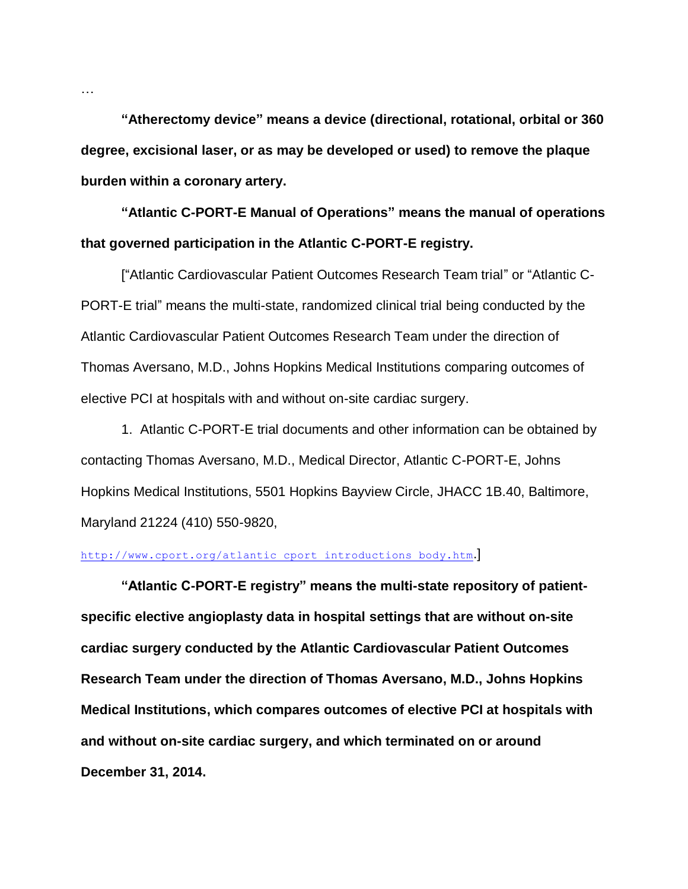…

**“Atherectomy device” means a device (directional, rotational, orbital or 360 degree, excisional laser, or as may be developed or used) to remove the plaque burden within a coronary artery.**

**“Atlantic C-PORT-E Manual of Operations” means the manual of operations that governed participation in the Atlantic C-PORT-E registry.**

[“Atlantic Cardiovascular Patient Outcomes Research Team trial” or “Atlantic C-PORT-E trial” means the multi-state, randomized clinical trial being conducted by the Atlantic Cardiovascular Patient Outcomes Research Team under the direction of Thomas Aversano, M.D., Johns Hopkins Medical Institutions comparing outcomes of elective PCI at hospitals with and without on-site cardiac surgery.

1. Atlantic C-PORT-E trial documents and other information can be obtained by contacting Thomas Aversano, M.D., Medical Director, Atlantic C-PORT-E, Johns Hopkins Medical Institutions, 5501 Hopkins Bayview Circle, JHACC 1B.40, Baltimore, Maryland 21224 (410) 550-9820, http://www.cport.org/atlantic_cport_introductions_body.htm.]

**“Atlantic C-PORT-E registry” means the multi-state repository of patient-specific elective angioplasty data in hospital settings that are without on-site cardiac surgery conducted by the Atlantic Cardiovascular Patient Outcomes Research Team under the direction of Thomas Aversano, M.D., Johns Hopkins Medical Institutions, which compares outcomes of elective PCI at hospitals with and without on-site cardiac surgery, and which terminated on or around December 31, 2014.**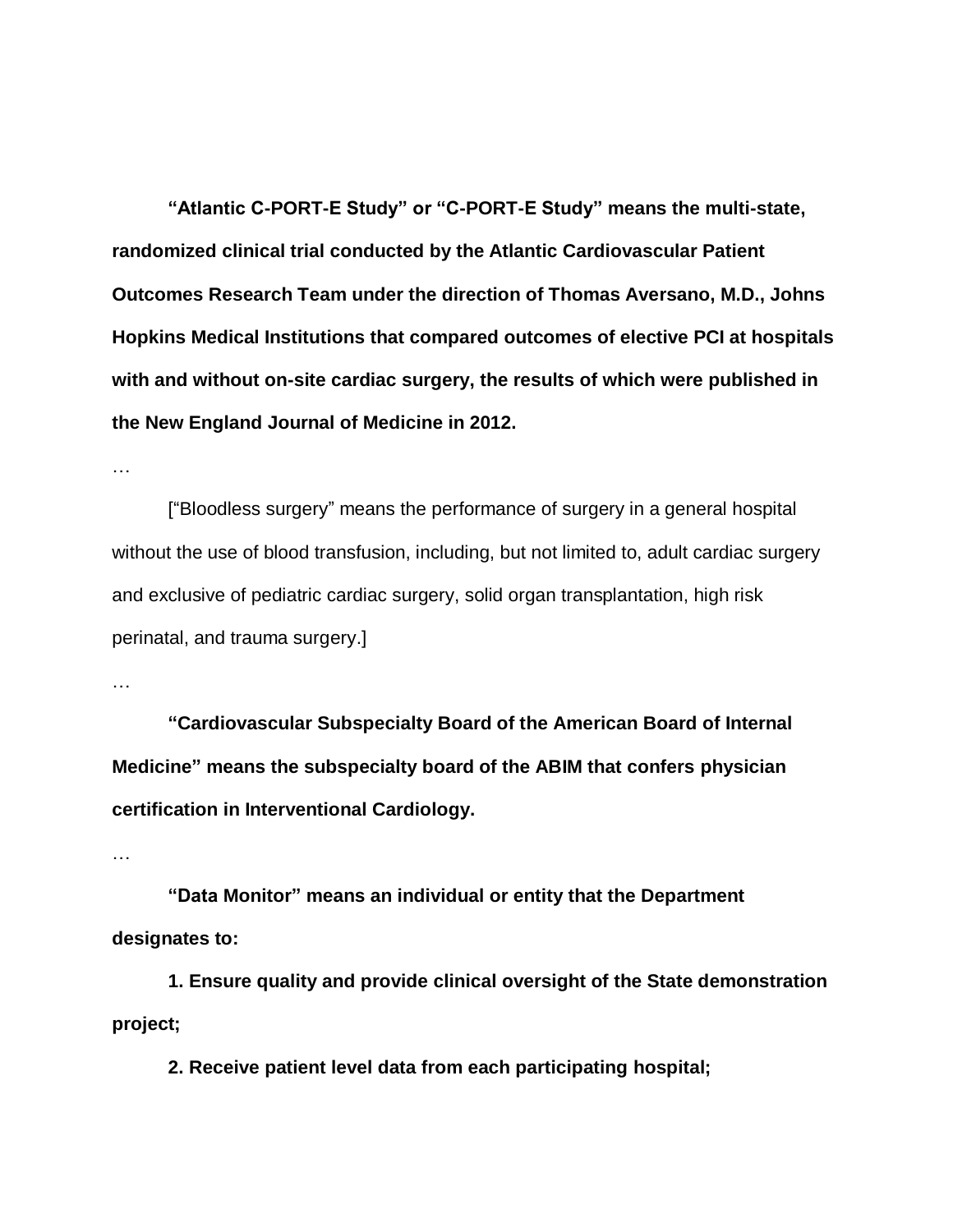**“Atlantic C-PORT-E Study” or “C-PORT-E Study” means the multi-state, randomized clinical trial conducted by the Atlantic Cardiovascular Patient Outcomes Research Team under the direction of Thomas Aversano, M.D., Johns Hopkins Medical Institutions that compared outcomes of elective PCI at hospitals with and without on-site cardiac surgery, the results of which were published in the New England Journal of Medicine in 2012.**

…

[“Bloodless surgery” means the performance of surgery in a general hospital without the use of blood transfusion, including, but not limited to, adult cardiac surgery and exclusive of pediatric cardiac surgery, solid organ transplantation, high risk perinatal, and trauma surgery.]

…

**“Cardiovascular Subspecialty Board of the American Board of Internal Medicine” means the subspecialty board of the ABIM that confers physician certification in Interventional Cardiology.**

…

**“Data Monitor” means an individual or entity that the Department designates to:**

**1. Ensure quality and provide clinical oversight of the State demonstration project;**

**2. Receive patient level data from each participating hospital;**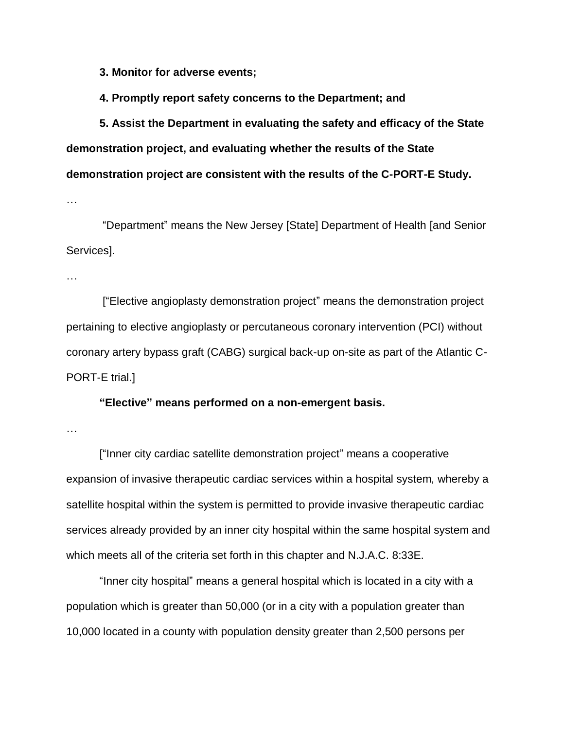**3. Monitor for adverse events;**

**4. Promptly report safety concerns to the Department; and**

**5. Assist the Department in evaluating the safety and efficacy of the State demonstration project, and evaluating whether the results of the State demonstration project are consistent with the results of the C-PORT-E Study.**

…

"Department" means the New Jersey [State] Department of Health [and Senior Services].

…

["Elective angioplasty demonstration project" means the demonstration project pertaining to elective angioplasty or percutaneous coronary intervention (PCI) without coronary artery bypass graft (CABG) surgical back-up on-site as part of the Atlantic C-PORT-E trial.]

**"Elective" means performed on a non-emergent basis.**

…

["Inner city cardiac satellite demonstration project" means a cooperative expansion of invasive therapeutic cardiac services within a hospital system, whereby a satellite hospital within the system is permitted to provide invasive therapeutic cardiac services already provided by an inner city hospital within the same hospital system and which meets all of the criteria set forth in this chapter and N.J.A.C. 8:33E.

"Inner city hospital" means a general hospital which is located in a city with a population which is greater than 50,000 (or in a city with a population greater than 10,000 located in a county with population density greater than 2,500 persons per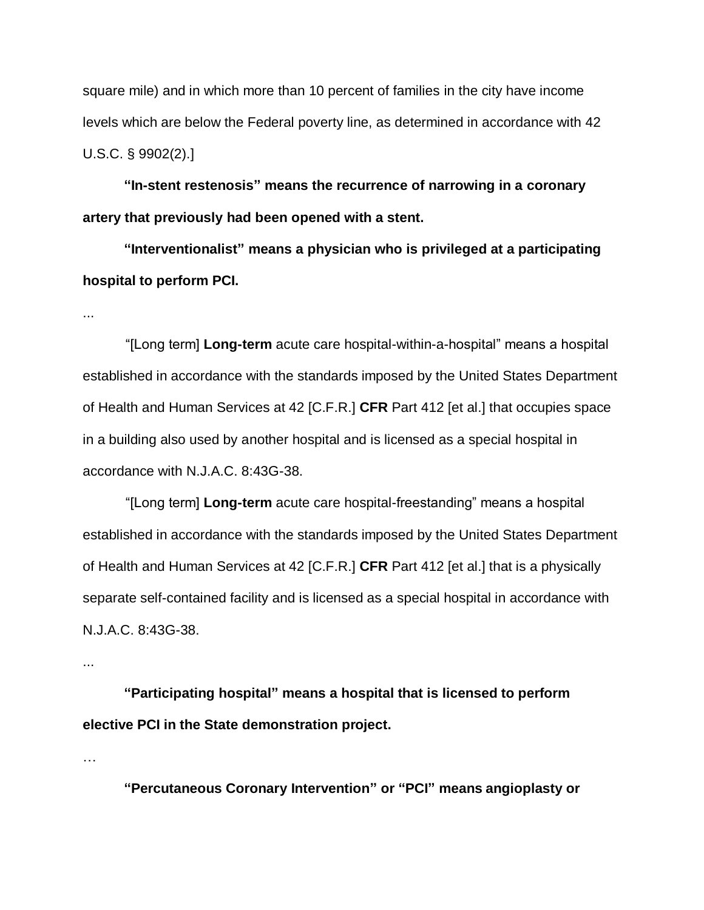square mile) and in which more than 10 percent of families in the city have income levels which are below the Federal poverty line, as determined in accordance with 42 U.S.C. § 9902(2).]

**"In-stent restenosis" means the recurrence of narrowing in a coronary artery that previously had been opened with a stent.**

**"Interventionalist" means a physician who is privileged at a participating hospital to perform PCI.**

...

"[Long term] **Long-term** acute care hospital-within-a-hospital" means a hospital established in accordance with the standards imposed by the United States Department of Health and Human Services at 42 [C.F.R.] **CFR** Part 412 [et al.] that occupies space in a building also used by another hospital and is licensed as a special hospital in accordance with N.J.A.C. 8:43G-38.

"[Long term] **Long-term** acute care hospital-freestanding" means a hospital established in accordance with the standards imposed by the United States Department of Health and Human Services at 42 [C.F.R.] **CFR** Part 412 [et al.] that is a physically separate self-contained facility and is licensed as a special hospital in accordance with N.J.A.C. 8:43G-38.

...

**"Participating hospital" means a hospital that is licensed to perform elective PCI in the State demonstration project.**

…

**"Percutaneous Coronary Intervention" or "PCI" means angioplasty or**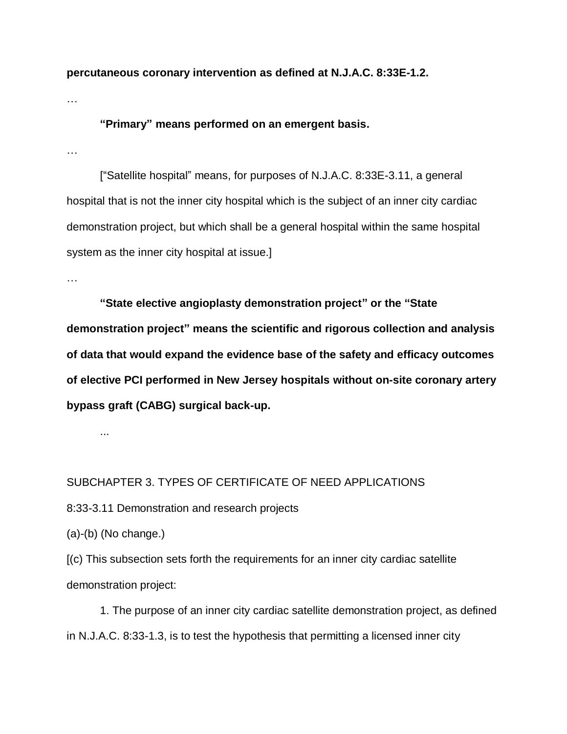**percutaneous coronary intervention as defined at N.J.A.C. 8:33E-1.2.**

…

**"Primary" means performed on an emergent basis.**

…

["Satellite hospital" means, for purposes of N.J.A.C. 8:33E-3.11, a general hospital that is not the inner city hospital which is the subject of an inner city cardiac demonstration project, but which shall be a general hospital within the same hospital system as the inner city hospital at issue.]

…

**"State elective angioplasty demonstration project" or the "State demonstration project" means the scientific and rigorous collection and analysis of data that would expand the evidence base of the safety and efficacy outcomes of elective PCI performed in New Jersey hospitals without on-site coronary artery bypass graft (CABG) surgical back-up.**

...

SUBCHAPTER 3. TYPES OF CERTIFICATE OF NEED APPLICATIONS

8:33-3.11 Demonstration and research projects

(a)-(b) (No change.)

[(c) This subsection sets forth the requirements for an inner city cardiac satellite demonstration project:

1. The purpose of an inner city cardiac satellite demonstration project, as defined in N.J.A.C. 8:33-1.3, is to test the hypothesis that permitting a licensed inner city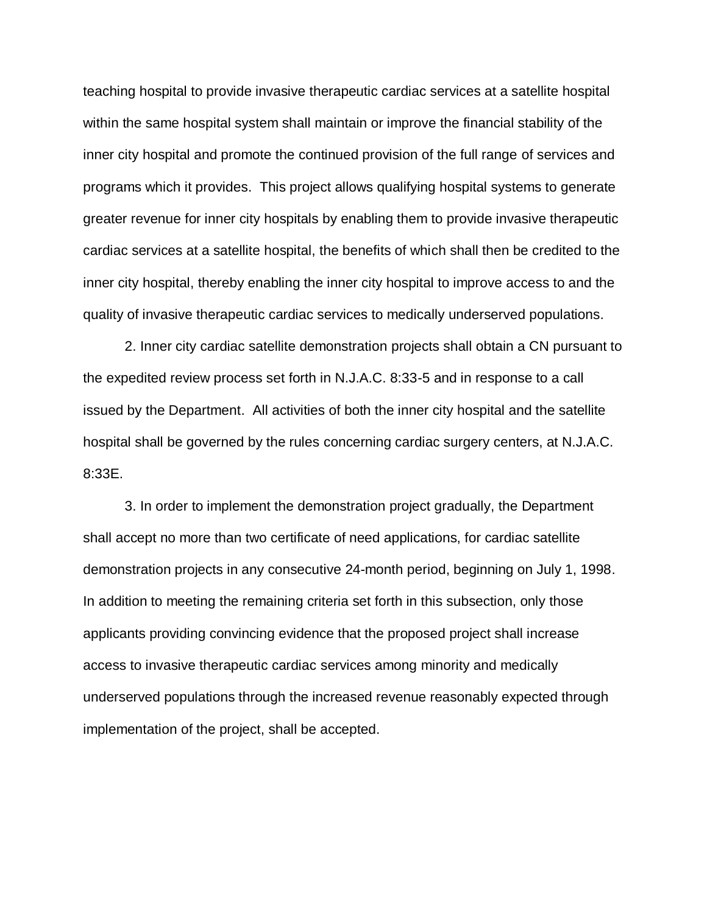teaching hospital to provide invasive therapeutic cardiac services at a satellite hospital within the same hospital system shall maintain or improve the financial stability of the inner city hospital and promote the continued provision of the full range of services and programs which it provides. This project allows qualifying hospital systems to generate greater revenue for inner city hospitals by enabling them to provide invasive therapeutic cardiac services at a satellite hospital, the benefits of which shall then be credited to the inner city hospital, thereby enabling the inner city hospital to improve access to and the quality of invasive therapeutic cardiac services to medically underserved populations.

2. Inner city cardiac satellite demonstration projects shall obtain a CN pursuant to the expedited review process set forth in N.J.A.C. 8:33-5 and in response to a call issued by the Department. All activities of both the inner city hospital and the satellite hospital shall be governed by the rules concerning cardiac surgery centers, at N.J.A.C. 8:33E.

3. In order to implement the demonstration project gradually, the Department shall accept no more than two certificate of need applications, for cardiac satellite demonstration projects in any consecutive 24-month period, beginning on July 1, 1998. In addition to meeting the remaining criteria set forth in this subsection, only those applicants providing convincing evidence that the proposed project shall increase access to invasive therapeutic cardiac services among minority and medically underserved populations through the increased revenue reasonably expected through implementation of the project, shall be accepted.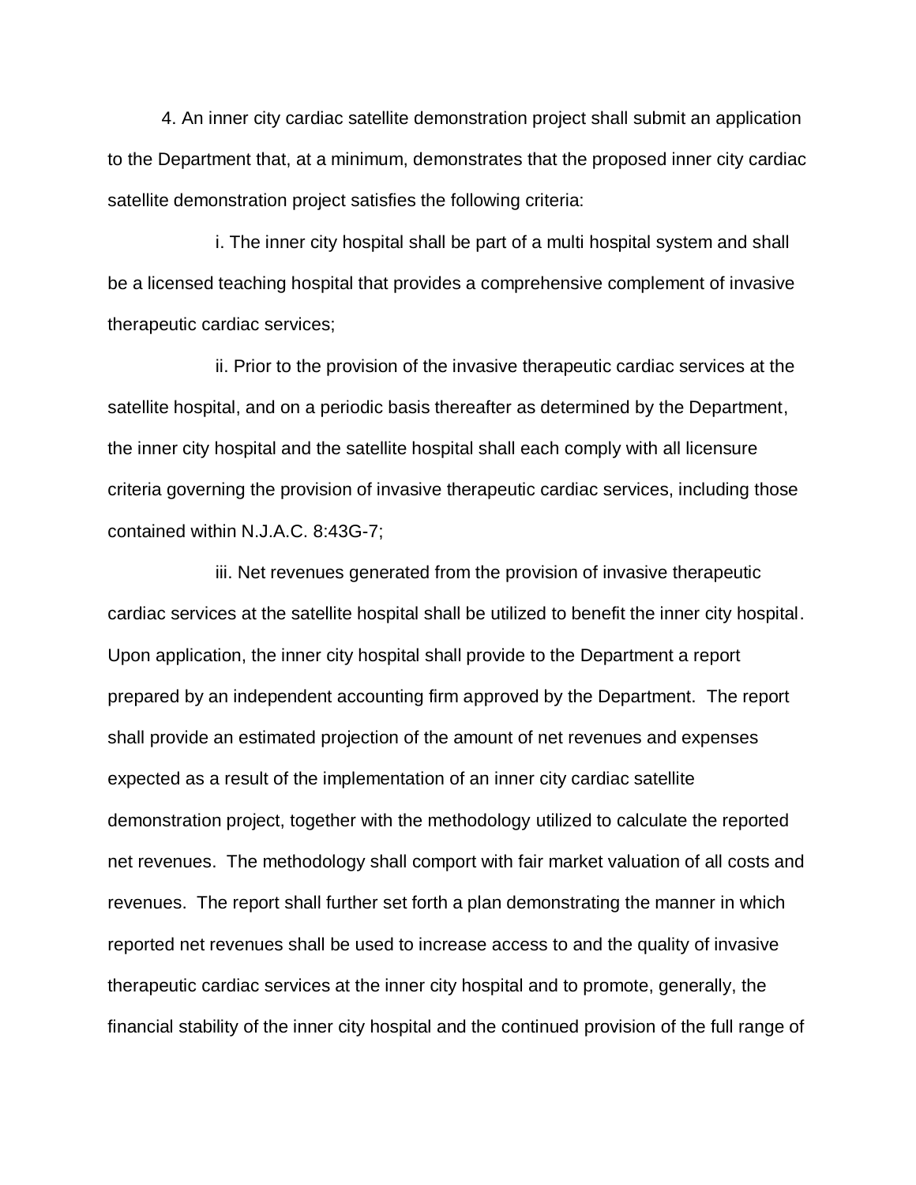4. An inner city cardiac satellite demonstration project shall submit an application to the Department that, at a minimum, demonstrates that the proposed inner city cardiac satellite demonstration project satisfies the following criteria:

i. The inner city hospital shall be part of a multi hospital system and shall be a licensed teaching hospital that provides a comprehensive complement of invasive therapeutic cardiac services;

ii. Prior to the provision of the invasive therapeutic cardiac services at the satellite hospital, and on a periodic basis thereafter as determined by the Department, the inner city hospital and the satellite hospital shall each comply with all licensure criteria governing the provision of invasive therapeutic cardiac services, including those contained within N.J.A.C. 8:43G-7;

iii. Net revenues generated from the provision of invasive therapeutic cardiac services at the satellite hospital shall be utilized to benefit the inner city hospital. Upon application, the inner city hospital shall provide to the Department a report prepared by an independent accounting firm approved by the Department. The report shall provide an estimated projection of the amount of net revenues and expenses expected as a result of the implementation of an inner city cardiac satellite demonstration project, together with the methodology utilized to calculate the reported net revenues. The methodology shall comport with fair market valuation of all costs and revenues. The report shall further set forth a plan demonstrating the manner in which reported net revenues shall be used to increase access to and the quality of invasive therapeutic cardiac services at the inner city hospital and to promote, generally, the financial stability of the inner city hospital and the continued provision of the full range of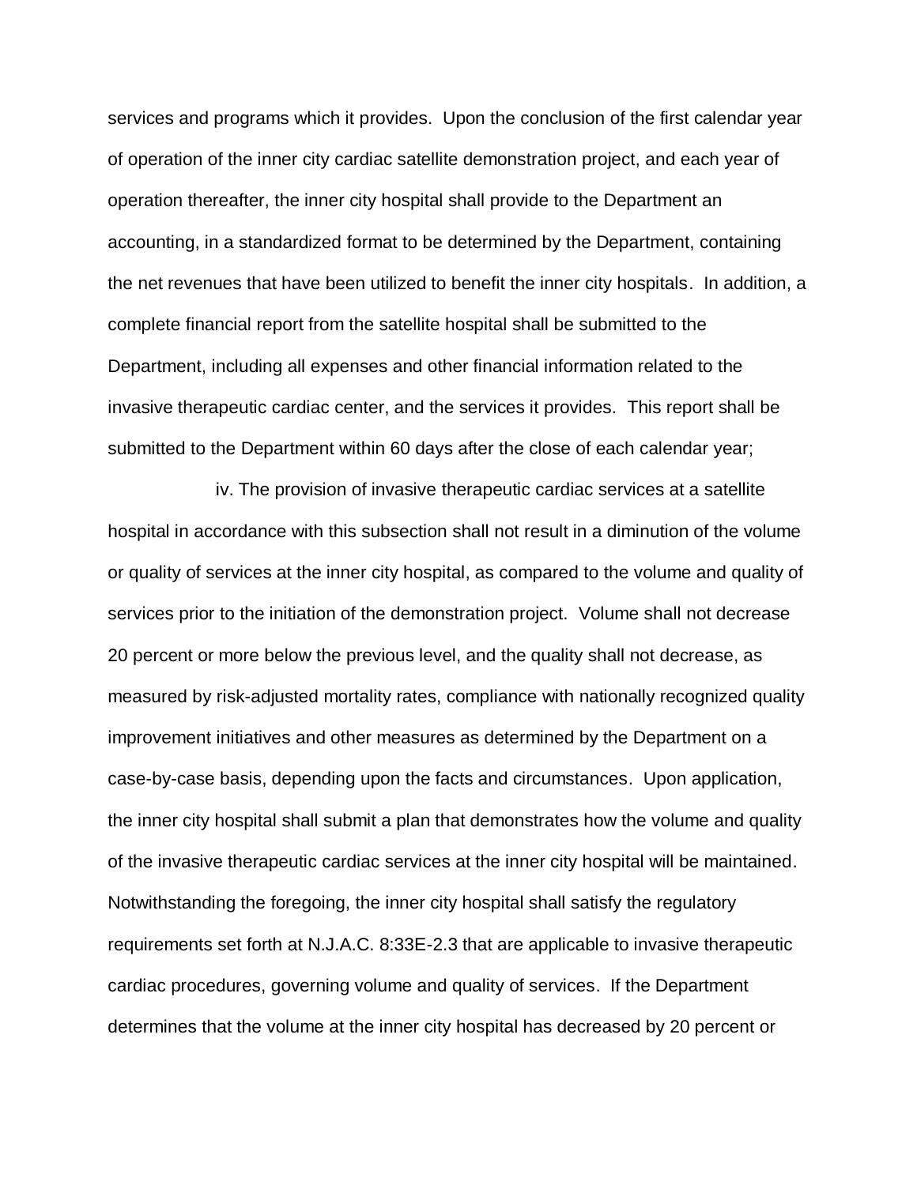services and programs which it provides. Upon the conclusion of the first calendar year of operation of the inner city cardiac satellite demonstration project, and each year of operation thereafter, the inner city hospital shall provide to the Department an accounting, in a standardized format to be determined by the Department, containing the net revenues that have been utilized to benefit the inner city hospitals. In addition, a complete financial report from the satellite hospital shall be submitted to the Department, including all expenses and other financial information related to the invasive therapeutic cardiac center, and the services it provides. This report shall be submitted to the Department within 60 days after the close of each calendar year;

iv. The provision of invasive therapeutic cardiac services at a satellite hospital in accordance with this subsection shall not result in a diminution of the volume or quality of services at the inner city hospital, as compared to the volume and quality of services prior to the initiation of the demonstration project. Volume shall not decrease 20 percent or more below the previous level, and the quality shall not decrease, as measured by risk-adjusted mortality rates, compliance with nationally recognized quality improvement initiatives and other measures as determined by the Department on a case-by-case basis, depending upon the facts and circumstances. Upon application, the inner city hospital shall submit a plan that demonstrates how the volume and quality of the invasive therapeutic cardiac services at the inner city hospital will be maintained. Notwithstanding the foregoing, the inner city hospital shall satisfy the regulatory requirements set forth at N.J.A.C. 8:33E-2.3 that are applicable to invasive therapeutic cardiac procedures, governing volume and quality of services. If the Department determines that the volume at the inner city hospital has decreased by 20 percent or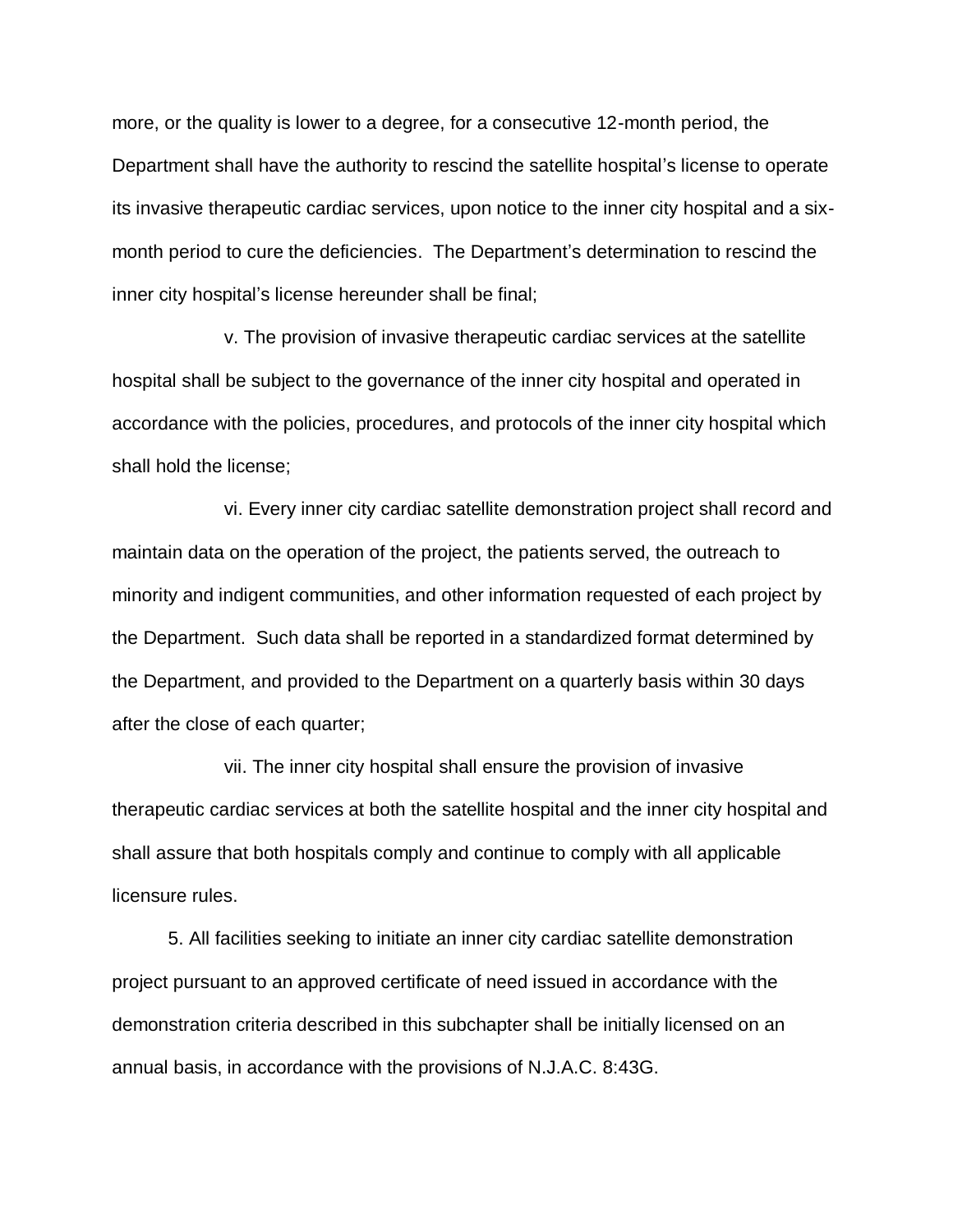more, or the quality is lower to a degree, for a consecutive 12-month period, the Department shall have the authority to rescind the satellite hospital's license to operate its invasive therapeutic cardiac services, upon notice to the inner city hospital and a six-month period to cure the deficiencies. The Department's determination to rescind the inner city hospital's license hereunder shall be final;

v. The provision of invasive therapeutic cardiac services at the satellite hospital shall be subject to the governance of the inner city hospital and operated in accordance with the policies, procedures, and protocols of the inner city hospital which shall hold the license;

vi. Every inner city cardiac satellite demonstration project shall record and maintain data on the operation of the project, the patients served, the outreach to minority and indigent communities, and other information requested of each project by the Department. Such data shall be reported in a standardized format determined by the Department, and provided to the Department on a quarterly basis within 30 days after the close of each quarter;

vii. The inner city hospital shall ensure the provision of invasive therapeutic cardiac services at both the satellite hospital and the inner city hospital and shall assure that both hospitals comply and continue to comply with all applicable licensure rules.

5. All facilities seeking to initiate an inner city cardiac satellite demonstration project pursuant to an approved certificate of need issued in accordance with the demonstration criteria described in this subchapter shall be initially licensed on an annual basis, in accordance with the provisions of N.J.A.C. 8:43G.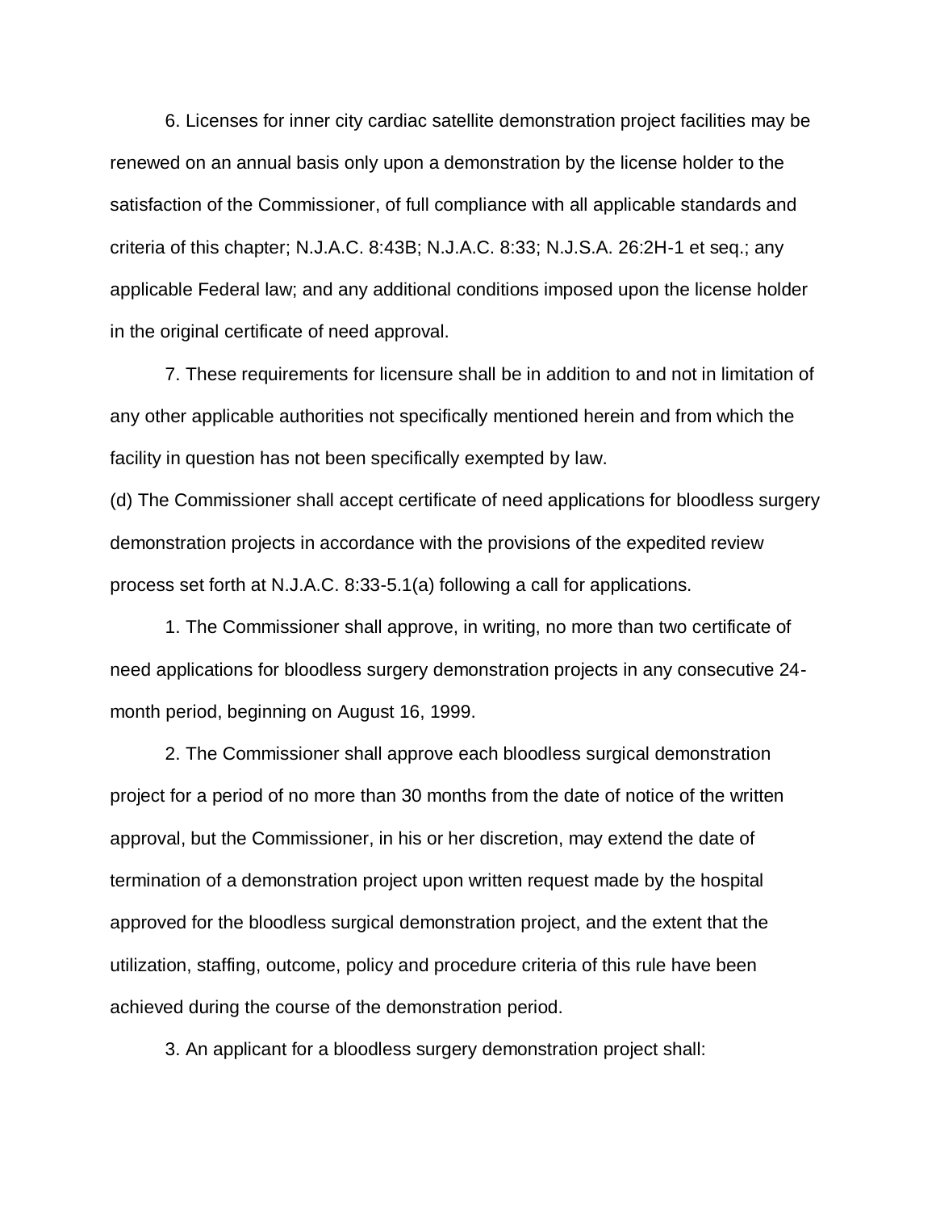6. Licenses for inner city cardiac satellite demonstration project facilities may be renewed on an annual basis only upon a demonstration by the license holder to the satisfaction of the Commissioner, of full compliance with all applicable standards and criteria of this chapter; N.J.A.C. 8:43B; N.J.A.C. 8:33; N.J.S.A. 26:2H-1 et seq.; any applicable Federal law; and any additional conditions imposed upon the license holder in the original certificate of need approval.

7. These requirements for licensure shall be in addition to and not in limitation of any other applicable authorities not specifically mentioned herein and from which the facility in question has not been specifically exempted by law.

(d) The Commissioner shall accept certificate of need applications for bloodless surgery demonstration projects in accordance with the provisions of the expedited review process set forth at N.J.A.C. 8:33-5.1(a) following a call for applications.

1. The Commissioner shall approve, in writing, no more than two certificate of need applications for bloodless surgery demonstration projects in any consecutive 24-month period, beginning on August 16, 1999.

2. The Commissioner shall approve each bloodless surgical demonstration project for a period of no more than 30 months from the date of notice of the written approval, but the Commissioner, in his or her discretion, may extend the date of termination of a demonstration project upon written request made by the hospital approved for the bloodless surgical demonstration project, and the extent that the utilization, staffing, outcome, policy and procedure criteria of this rule have been achieved during the course of the demonstration period.

3. An applicant for a bloodless surgery demonstration project shall: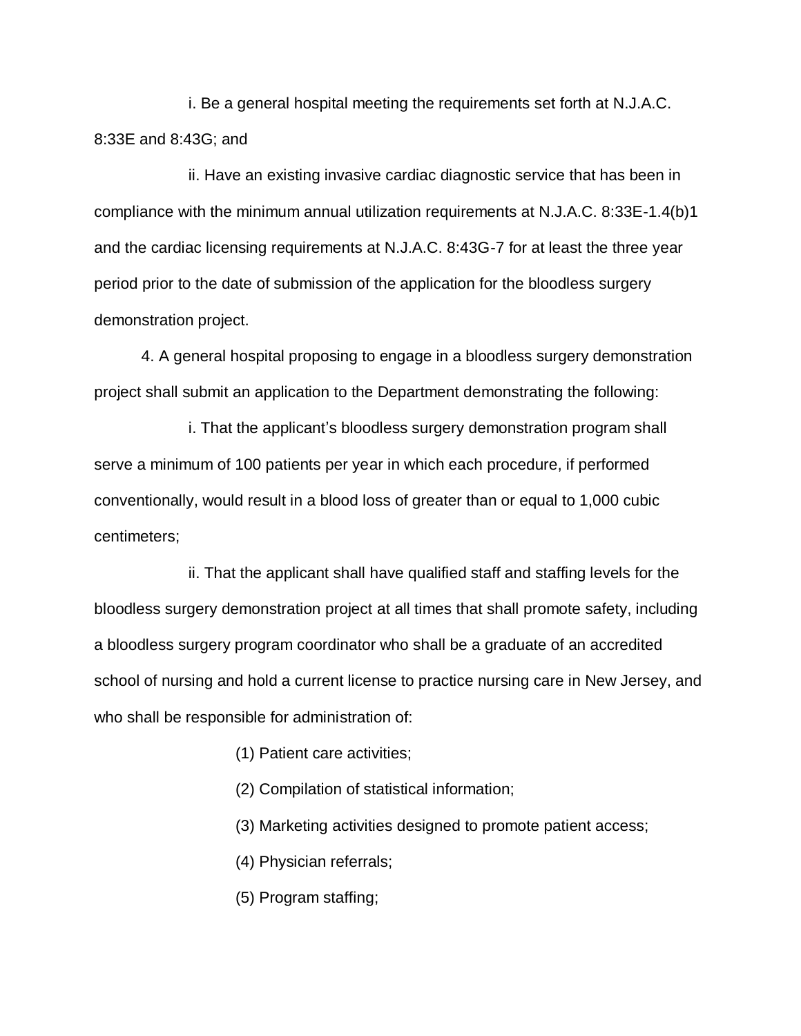i. Be a general hospital meeting the requirements set forth at N.J.A.C. 8:33E and 8:43G; and

ii. Have an existing invasive cardiac diagnostic service that has been in compliance with the minimum annual utilization requirements at N.J.A.C. 8:33E-1.4(b)1 and the cardiac licensing requirements at N.J.A.C. 8:43G-7 for at least the three year period prior to the date of submission of the application for the bloodless surgery demonstration project.

4. A general hospital proposing to engage in a bloodless surgery demonstration project shall submit an application to the Department demonstrating the following:

i. That the applicant's bloodless surgery demonstration program shall serve a minimum of 100 patients per year in which each procedure, if performed conventionally, would result in a blood loss of greater than or equal to 1,000 cubic centimeters;

ii. That the applicant shall have qualified staff and staffing levels for the bloodless surgery demonstration project at all times that shall promote safety, including a bloodless surgery program coordinator who shall be a graduate of an accredited school of nursing and hold a current license to practice nursing care in New Jersey, and who shall be responsible for administration of:

(1) Patient care activities;

(2) Compilation of statistical information;

(3) Marketing activities designed to promote patient access;

(4) Physician referrals;

(5) Program staffing;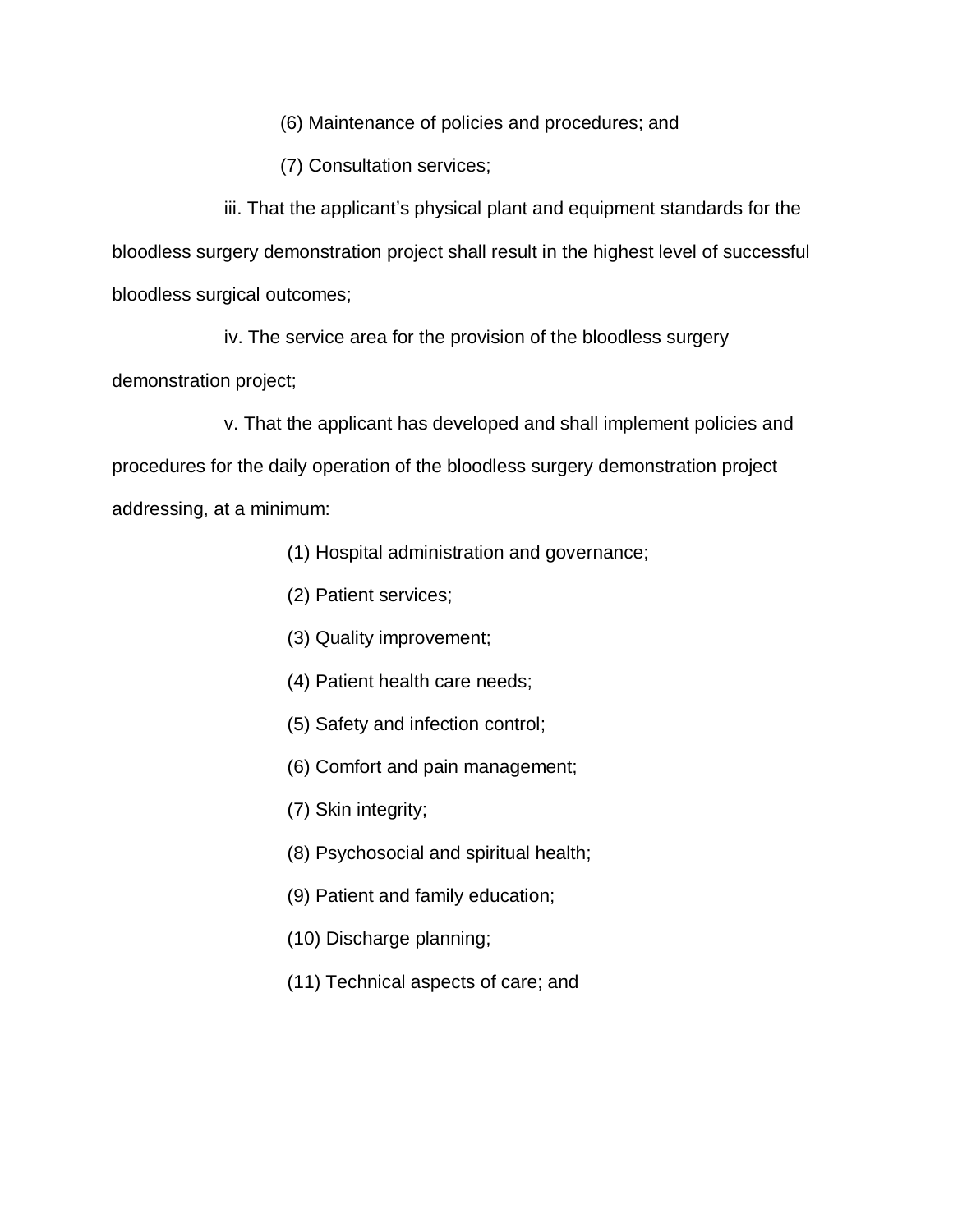(6) Maintenance of policies and procedures; and

(7) Consultation services;

iii. That the applicant's physical plant and equipment standards for the bloodless surgery demonstration project shall result in the highest level of successful bloodless surgical outcomes;

iv. The service area for the provision of the bloodless surgery demonstration project;

v. That the applicant has developed and shall implement policies and procedures for the daily operation of the bloodless surgery demonstration project addressing, at a minimum:

(1) Hospital administration and governance;

(2) Patient services;

(3) Quality improvement;

(4) Patient health care needs;

(5) Safety and infection control;

(6) Comfort and pain management;

(7) Skin integrity;

(8) Psychosocial and spiritual health;

(9) Patient and family education;

(10) Discharge planning;

(11) Technical aspects of care; and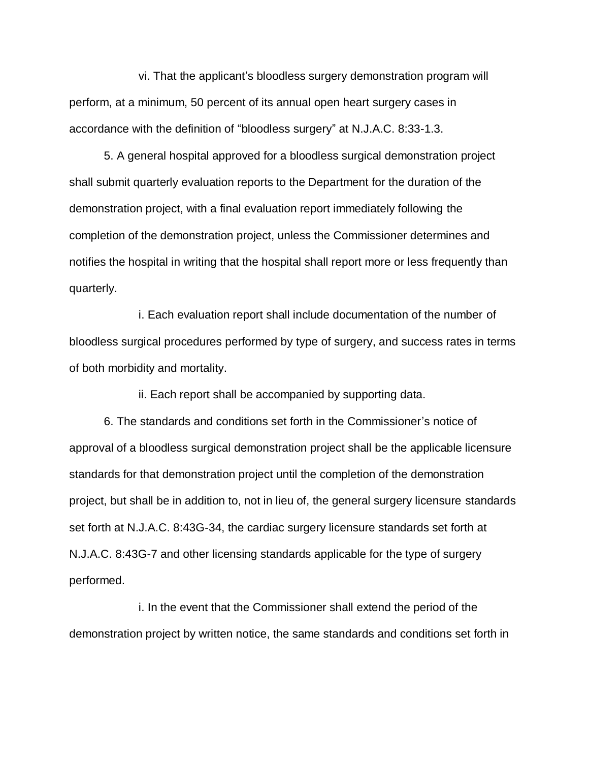vi. That the applicant's bloodless surgery demonstration program will perform, at a minimum, 50 percent of its annual open heart surgery cases in accordance with the definition of "bloodless surgery" at N.J.A.C. 8:33-1.3.

5. A general hospital approved for a bloodless surgical demonstration project shall submit quarterly evaluation reports to the Department for the duration of the demonstration project, with a final evaluation report immediately following the completion of the demonstration project, unless the Commissioner determines and notifies the hospital in writing that the hospital shall report more or less frequently than quarterly.

i. Each evaluation report shall include documentation of the number of bloodless surgical procedures performed by type of surgery, and success rates in terms of both morbidity and mortality.

ii. Each report shall be accompanied by supporting data.

6. The standards and conditions set forth in the Commissioner's notice of approval of a bloodless surgical demonstration project shall be the applicable licensure standards for that demonstration project until the completion of the demonstration project, but shall be in addition to, not in lieu of, the general surgery licensure standards set forth at N.J.A.C. 8:43G-34, the cardiac surgery licensure standards set forth at N.J.A.C. 8:43G-7 and other licensing standards applicable for the type of surgery performed.

i. In the event that the Commissioner shall extend the period of the demonstration project by written notice, the same standards and conditions set forth in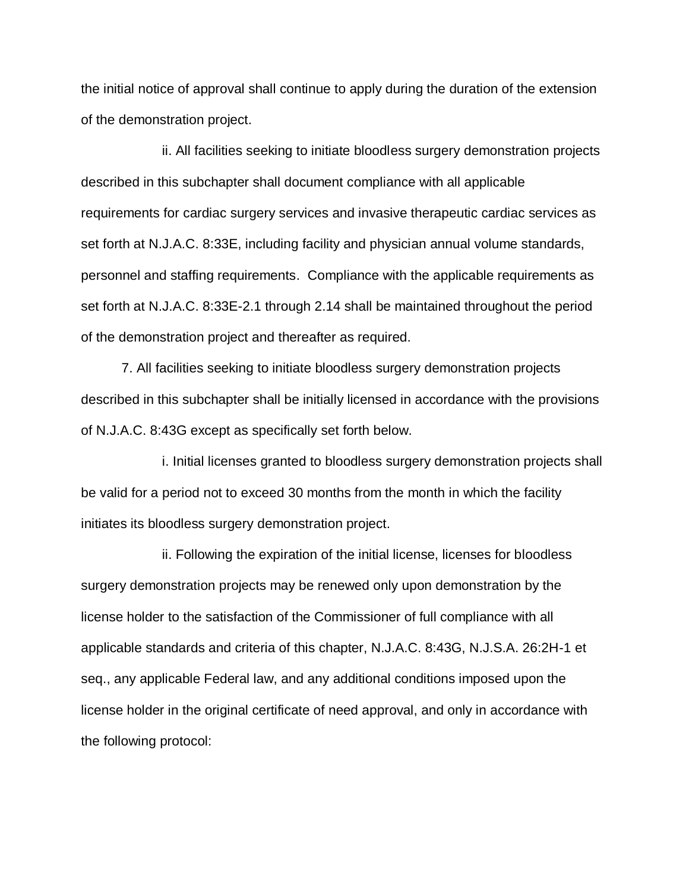the initial notice of approval shall continue to apply during the duration of the extension of the demonstration project.

ii. All facilities seeking to initiate bloodless surgery demonstration projects described in this subchapter shall document compliance with all applicable requirements for cardiac surgery services and invasive therapeutic cardiac services as set forth at N.J.A.C. 8:33E, including facility and physician annual volume standards, personnel and staffing requirements. Compliance with the applicable requirements as set forth at N.J.A.C. 8:33E-2.1 through 2.14 shall be maintained throughout the period of the demonstration project and thereafter as required.

7. All facilities seeking to initiate bloodless surgery demonstration projects described in this subchapter shall be initially licensed in accordance with the provisions of N.J.A.C. 8:43G except as specifically set forth below.

i. Initial licenses granted to bloodless surgery demonstration projects shall be valid for a period not to exceed 30 months from the month in which the facility initiates its bloodless surgery demonstration project.

ii. Following the expiration of the initial license, licenses for bloodless surgery demonstration projects may be renewed only upon demonstration by the license holder to the satisfaction of the Commissioner of full compliance with all applicable standards and criteria of this chapter, N.J.A.C. 8:43G, N.J.S.A. 26:2H-1 et seq., any applicable Federal law, and any additional conditions imposed upon the license holder in the original certificate of need approval, and only in accordance with the following protocol: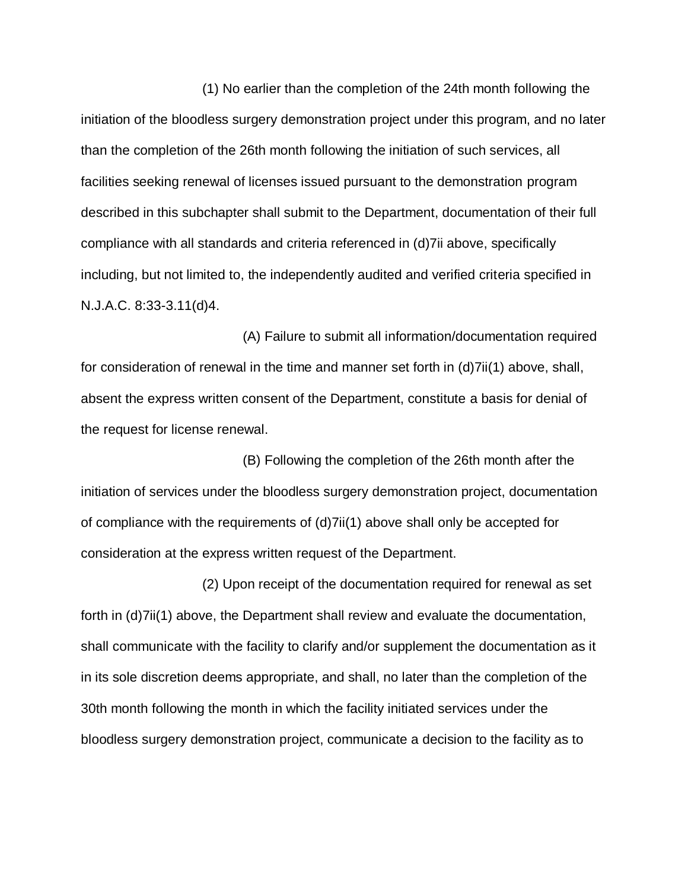(1) No earlier than the completion of the 24th month following the initiation of the bloodless surgery demonstration project under this program, and no later than the completion of the 26th month following the initiation of such services, all facilities seeking renewal of licenses issued pursuant to the demonstration program described in this subchapter shall submit to the Department, documentation of their full compliance with all standards and criteria referenced in (d)7ii above, specifically including, but not limited to, the independently audited and verified criteria specified in N.J.A.C. 8:33-3.11(d)4.

(A) Failure to submit all information/documentation required for consideration of renewal in the time and manner set forth in (d)7ii(1) above, shall, absent the express written consent of the Department, constitute a basis for denial of the request for license renewal.

(B) Following the completion of the 26th month after the initiation of services under the bloodless surgery demonstration project, documentation of compliance with the requirements of (d)7ii(1) above shall only be accepted for consideration at the express written request of the Department.

(2) Upon receipt of the documentation required for renewal as set forth in (d)7ii(1) above, the Department shall review and evaluate the documentation, shall communicate with the facility to clarify and/or supplement the documentation as it in its sole discretion deems appropriate, and shall, no later than the completion of the 30th month following the month in which the facility initiated services under the bloodless surgery demonstration project, communicate a decision to the facility as to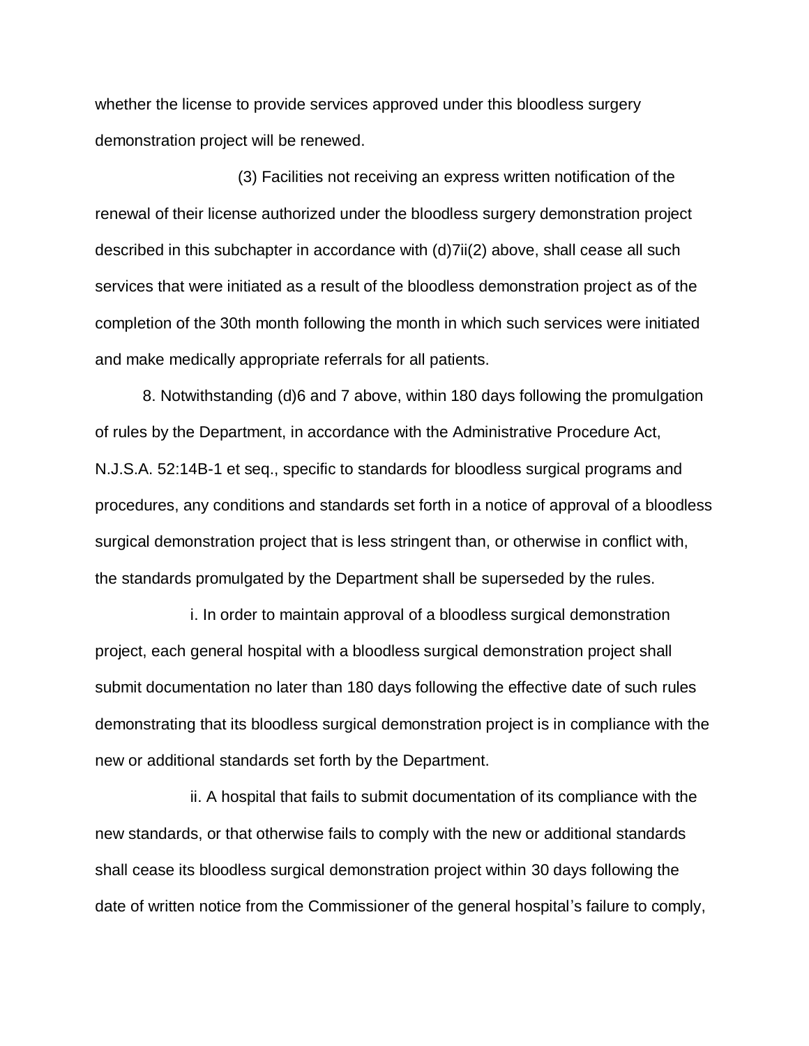whether the license to provide services approved under this bloodless surgery demonstration project will be renewed.

(3) Facilities not receiving an express written notification of the renewal of their license authorized under the bloodless surgery demonstration project described in this subchapter in accordance with (d)7ii(2) above, shall cease all such services that were initiated as a result of the bloodless demonstration project as of the completion of the 30th month following the month in which such services were initiated and make medically appropriate referrals for all patients.

8. Notwithstanding (d)6 and 7 above, within 180 days following the promulgation of rules by the Department, in accordance with the Administrative Procedure Act, N.J.S.A. 52:14B-1 et seq., specific to standards for bloodless surgical programs and procedures, any conditions and standards set forth in a notice of approval of a bloodless surgical demonstration project that is less stringent than, or otherwise in conflict with, the standards promulgated by the Department shall be superseded by the rules.

i. In order to maintain approval of a bloodless surgical demonstration project, each general hospital with a bloodless surgical demonstration project shall submit documentation no later than 180 days following the effective date of such rules demonstrating that its bloodless surgical demonstration project is in compliance with the new or additional standards set forth by the Department.

ii. A hospital that fails to submit documentation of its compliance with the new standards, or that otherwise fails to comply with the new or additional standards shall cease its bloodless surgical demonstration project within 30 days following the date of written notice from the Commissioner of the general hospital's failure to comply,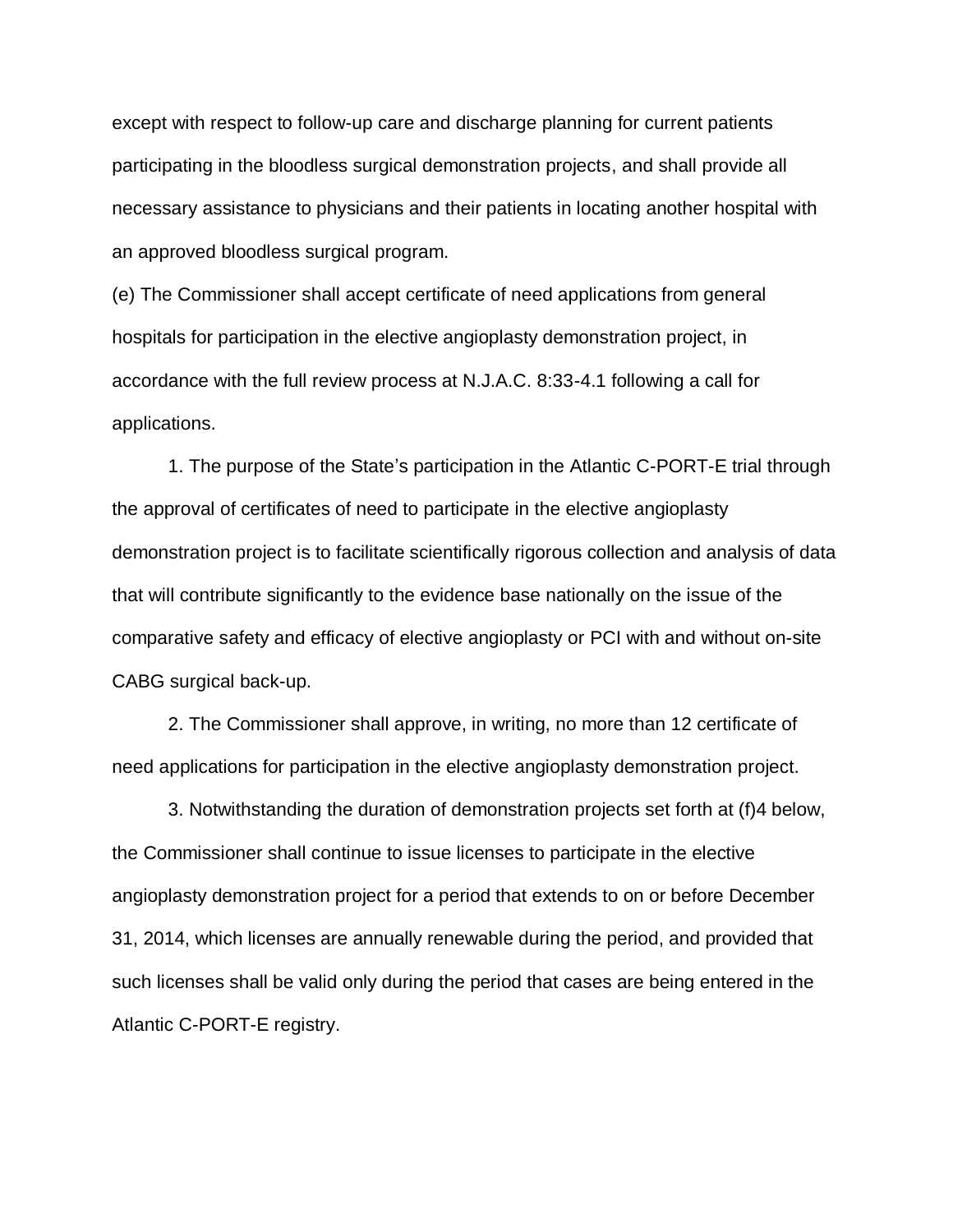except with respect to follow-up care and discharge planning for current patients participating in the bloodless surgical demonstration projects, and shall provide all necessary assistance to physicians and their patients in locating another hospital with an approved bloodless surgical program.

(e) The Commissioner shall accept certificate of need applications from general hospitals for participation in the elective angioplasty demonstration project, in accordance with the full review process at N.J.A.C. 8:33-4.1 following a call for applications.

1. The purpose of the State's participation in the Atlantic C-PORT-E trial through the approval of certificates of need to participate in the elective angioplasty demonstration project is to facilitate scientifically rigorous collection and analysis of data that will contribute significantly to the evidence base nationally on the issue of the comparative safety and efficacy of elective angioplasty or PCI with and without on-site CABG surgical back-up.

2. The Commissioner shall approve, in writing, no more than 12 certificate of need applications for participation in the elective angioplasty demonstration project.

3. Notwithstanding the duration of demonstration projects set forth at (f)4 below, the Commissioner shall continue to issue licenses to participate in the elective angioplasty demonstration project for a period that extends to on or before December 31, 2014, which licenses are annually renewable during the period, and provided that such licenses shall be valid only during the period that cases are being entered in the Atlantic C-PORT-E registry.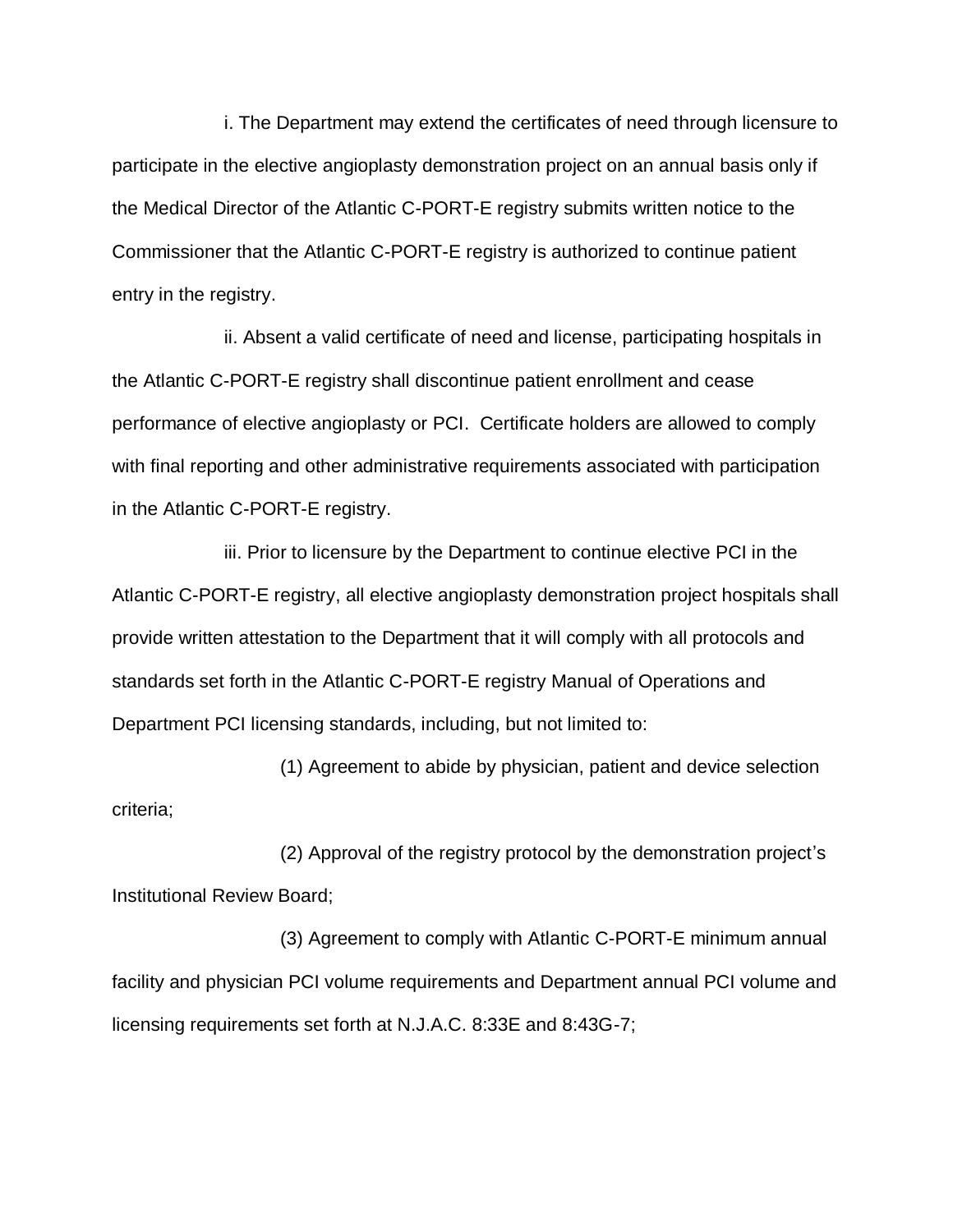i. The Department may extend the certificates of need through licensure to participate in the elective angioplasty demonstration project on an annual basis only if the Medical Director of the Atlantic C-PORT-E registry submits written notice to the Commissioner that the Atlantic C-PORT-E registry is authorized to continue patient entry in the registry.

ii. Absent a valid certificate of need and license, participating hospitals in the Atlantic C-PORT-E registry shall discontinue patient enrollment and cease performance of elective angioplasty or PCI. Certificate holders are allowed to comply with final reporting and other administrative requirements associated with participation in the Atlantic C-PORT-E registry.

iii. Prior to licensure by the Department to continue elective PCI in the Atlantic C-PORT-E registry, all elective angioplasty demonstration project hospitals shall provide written attestation to the Department that it will comply with all protocols and standards set forth in the Atlantic C-PORT-E registry Manual of Operations and Department PCI licensing standards, including, but not limited to:

(1) Agreement to abide by physician, patient and device selection criteria;

(2) Approval of the registry protocol by the demonstration project's Institutional Review Board;

(3) Agreement to comply with Atlantic C-PORT-E minimum annual facility and physician PCI volume requirements and Department annual PCI volume and licensing requirements set forth at N.J.A.C. 8:33E and 8:43G-7;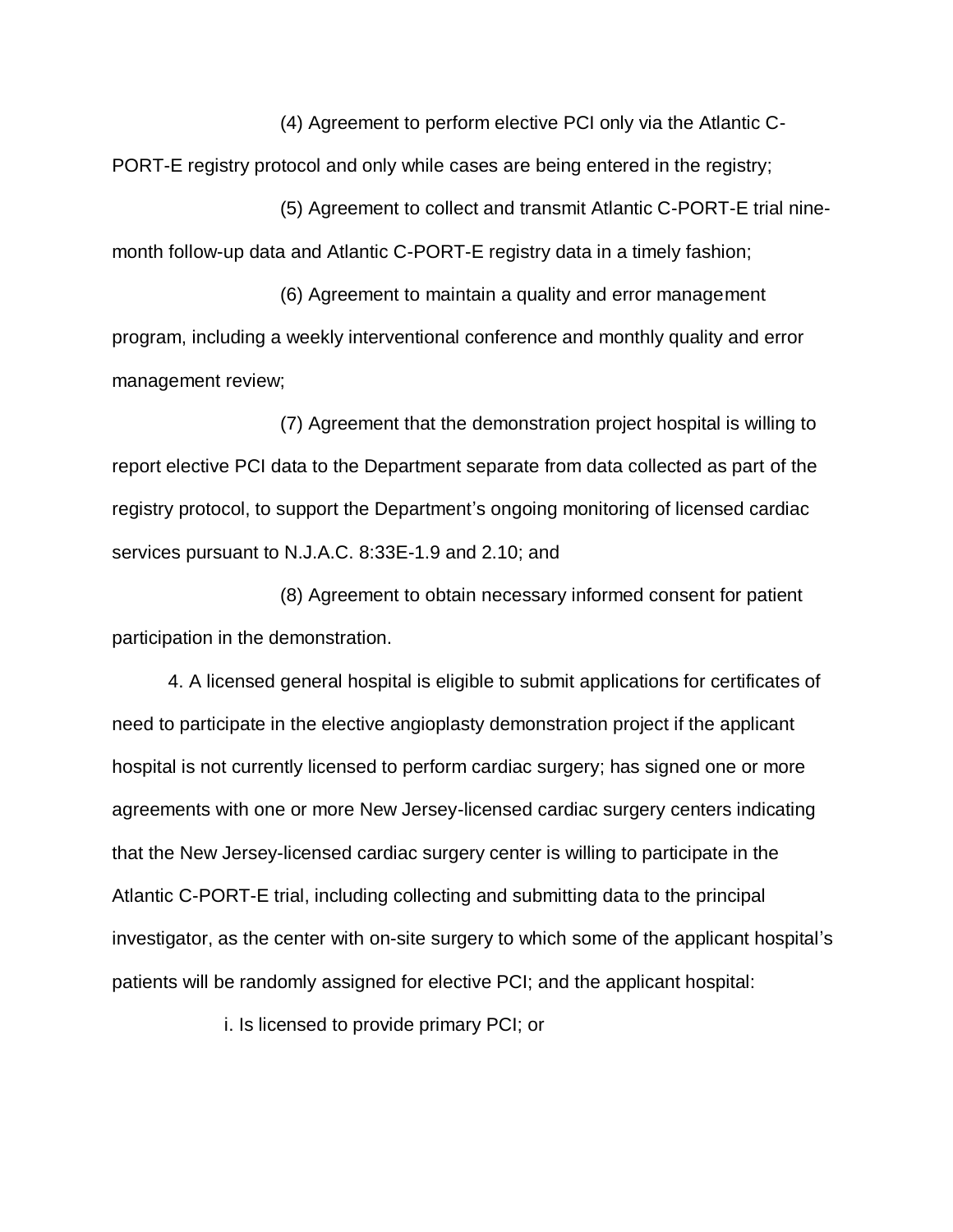(4) Agreement to perform elective PCI only via the Atlantic C-PORT-E registry protocol and only while cases are being entered in the registry;

(5) Agreement to collect and transmit Atlantic C-PORT-E trial nine-month follow-up data and Atlantic C-PORT-E registry data in a timely fashion;

(6) Agreement to maintain a quality and error management program, including a weekly interventional conference and monthly quality and error management review;

(7) Agreement that the demonstration project hospital is willing to report elective PCI data to the Department separate from data collected as part of the registry protocol, to support the Department's ongoing monitoring of licensed cardiac services pursuant to N.J.A.C. 8:33E-1.9 and 2.10; and

(8) Agreement to obtain necessary informed consent for patient participation in the demonstration.

4. A licensed general hospital is eligible to submit applications for certificates of need to participate in the elective angioplasty demonstration project if the applicant hospital is not currently licensed to perform cardiac surgery; has signed one or more agreements with one or more New Jersey-licensed cardiac surgery centers indicating that the New Jersey-licensed cardiac surgery center is willing to participate in the Atlantic C-PORT-E trial, including collecting and submitting data to the principal investigator, as the center with on-site surgery to which some of the applicant hospital's patients will be randomly assigned for elective PCI; and the applicant hospital:

i. Is licensed to provide primary PCI; or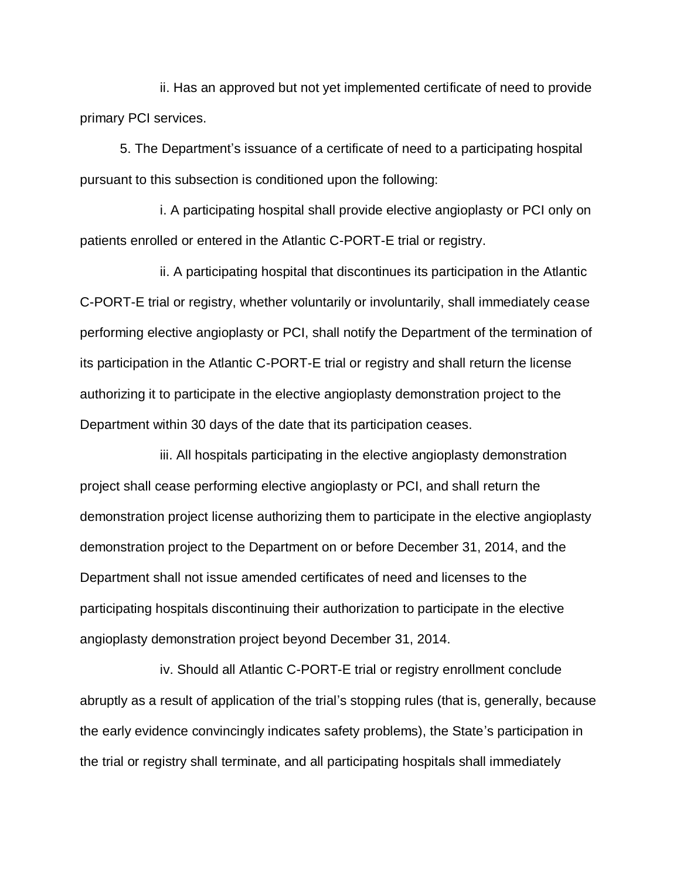ii. Has an approved but not yet implemented certificate of need to provide primary PCI services.

5. The Department's issuance of a certificate of need to a participating hospital pursuant to this subsection is conditioned upon the following:

i. A participating hospital shall provide elective angioplasty or PCI only on patients enrolled or entered in the Atlantic C-PORT-E trial or registry.

ii. A participating hospital that discontinues its participation in the Atlantic C-PORT-E trial or registry, whether voluntarily or involuntarily, shall immediately cease performing elective angioplasty or PCI, shall notify the Department of the termination of its participation in the Atlantic C-PORT-E trial or registry and shall return the license authorizing it to participate in the elective angioplasty demonstration project to the Department within 30 days of the date that its participation ceases.

iii. All hospitals participating in the elective angioplasty demonstration project shall cease performing elective angioplasty or PCI, and shall return the demonstration project license authorizing them to participate in the elective angioplasty demonstration project to the Department on or before December 31, 2014, and the Department shall not issue amended certificates of need and licenses to the participating hospitals discontinuing their authorization to participate in the elective angioplasty demonstration project beyond December 31, 2014.

iv. Should all Atlantic C-PORT-E trial or registry enrollment conclude abruptly as a result of application of the trial's stopping rules (that is, generally, because the early evidence convincingly indicates safety problems), the State's participation in the trial or registry shall terminate, and all participating hospitals shall immediately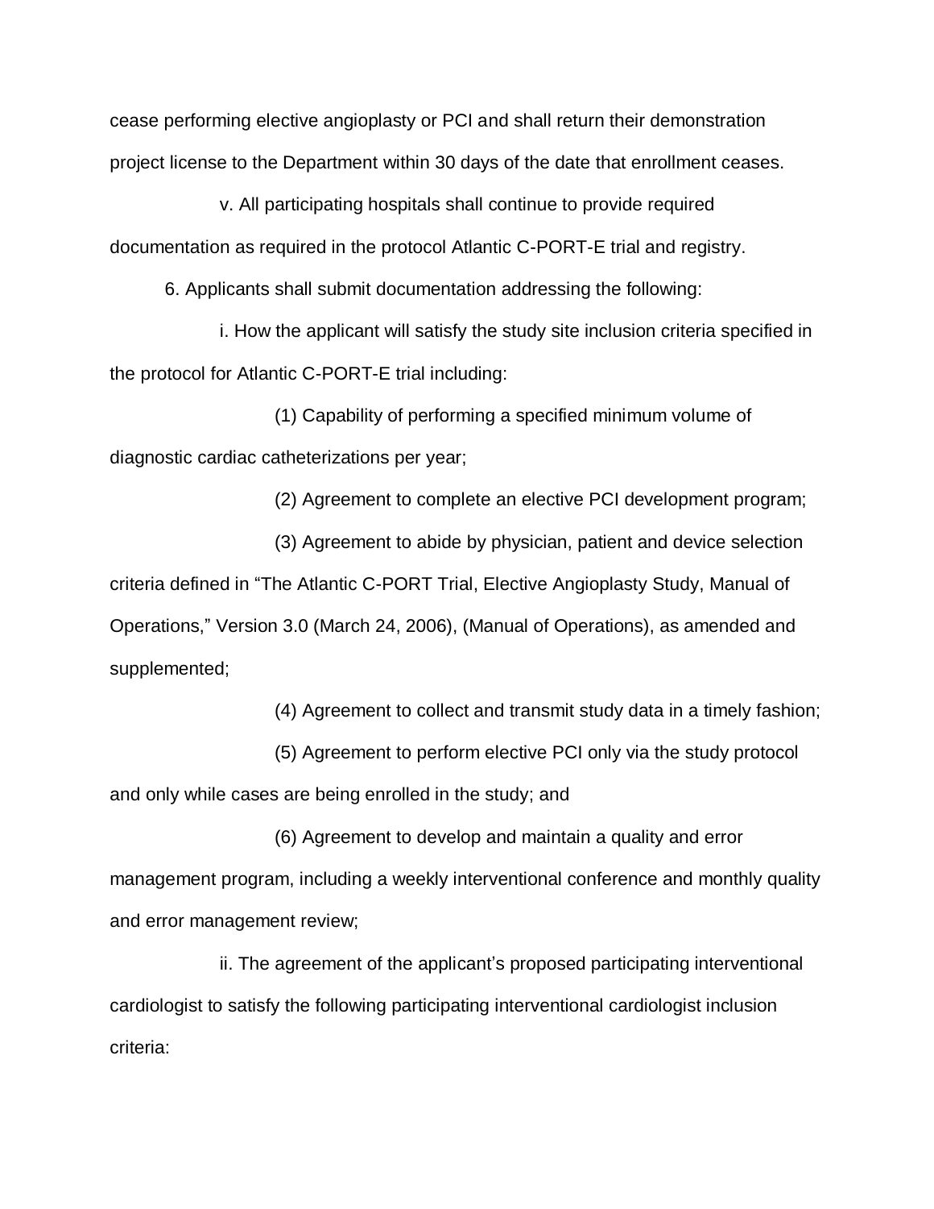cease performing elective angioplasty or PCI and shall return their demonstration project license to the Department within 30 days of the date that enrollment ceases.

v. All participating hospitals shall continue to provide required documentation as required in the protocol Atlantic C-PORT-E trial and registry.

6. Applicants shall submit documentation addressing the following:

i. How the applicant will satisfy the study site inclusion criteria specified in the protocol for Atlantic C-PORT-E trial including:

(1) Capability of performing a specified minimum volume of diagnostic cardiac catheterizations per year;

(2) Agreement to complete an elective PCI development program;

(3) Agreement to abide by physician, patient and device selection criteria defined in "The Atlantic C-PORT Trial, Elective Angioplasty Study, Manual of Operations," Version 3.0 (March 24, 2006), (Manual of Operations), as amended and supplemented;

(4) Agreement to collect and transmit study data in a timely fashion;

(5) Agreement to perform elective PCI only via the study protocol and only while cases are being enrolled in the study; and

(6) Agreement to develop and maintain a quality and error management program, including a weekly interventional conference and monthly quality and error management review;

ii. The agreement of the applicant's proposed participating interventional cardiologist to satisfy the following participating interventional cardiologist inclusion criteria: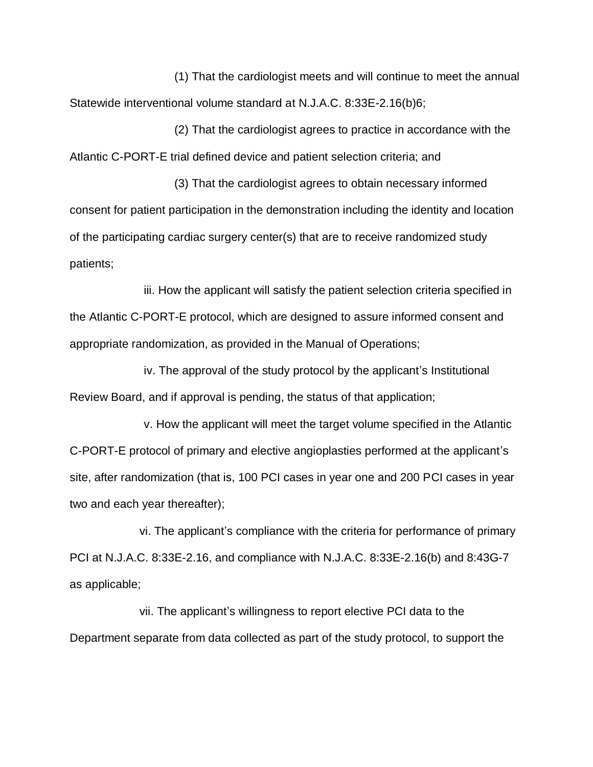(1) That the cardiologist meets and will continue to meet the annual Statewide interventional volume standard at N.J.A.C. 8:33E-2.16(b)6;

(2) That the cardiologist agrees to practice in accordance with the Atlantic C-PORT-E trial defined device and patient selection criteria; and

(3) That the cardiologist agrees to obtain necessary informed consent for patient participation in the demonstration including the identity and location of the participating cardiac surgery center(s) that are to receive randomized study patients;

iii. How the applicant will satisfy the patient selection criteria specified in the Atlantic C-PORT-E protocol, which are designed to assure informed consent and appropriate randomization, as provided in the Manual of Operations;

iv. The approval of the study protocol by the applicant's Institutional Review Board, and if approval is pending, the status of that application;

v. How the applicant will meet the target volume specified in the Atlantic C-PORT-E protocol of primary and elective angioplasties performed at the applicant's site, after randomization (that is, 100 PCI cases in year one and 200 PCI cases in year two and each year thereafter);

vi. The applicant's compliance with the criteria for performance of primary PCI at N.J.A.C. 8:33E-2.16, and compliance with N.J.A.C. 8:33E-2.16(b) and 8:43G-7 as applicable;

vii. The applicant's willingness to report elective PCI data to the Department separate from data collected as part of the study protocol, to support the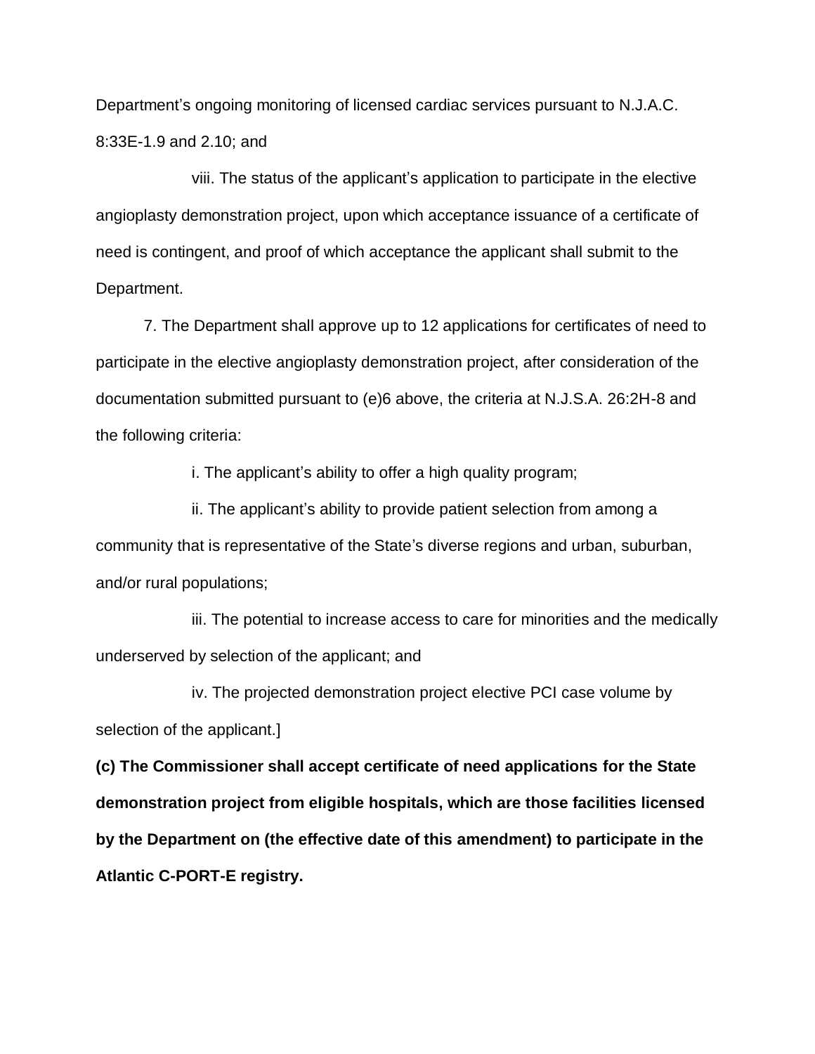Department's ongoing monitoring of licensed cardiac services pursuant to N.J.A.C. 8:33E-1.9 and 2.10; and

viii. The status of the applicant's application to participate in the elective angioplasty demonstration project, upon which acceptance issuance of a certificate of need is contingent, and proof of which acceptance the applicant shall submit to the Department.

7. The Department shall approve up to 12 applications for certificates of need to participate in the elective angioplasty demonstration project, after consideration of the documentation submitted pursuant to (e)6 above, the criteria at N.J.S.A. 26:2H-8 and the following criteria:

i. The applicant's ability to offer a high quality program;

ii. The applicant's ability to provide patient selection from among a community that is representative of the State's diverse regions and urban, suburban, and/or rural populations;

iii. The potential to increase access to care for minorities and the medically underserved by selection of the applicant; and

iv. The projected demonstration project elective PCI case volume by selection of the applicant.]

**(c) The Commissioner shall accept certificate of need applications for the State demonstration project from eligible hospitals, which are those facilities licensed by the Department on (the effective date of this amendment) to participate in the Atlantic C-PORT-E registry.**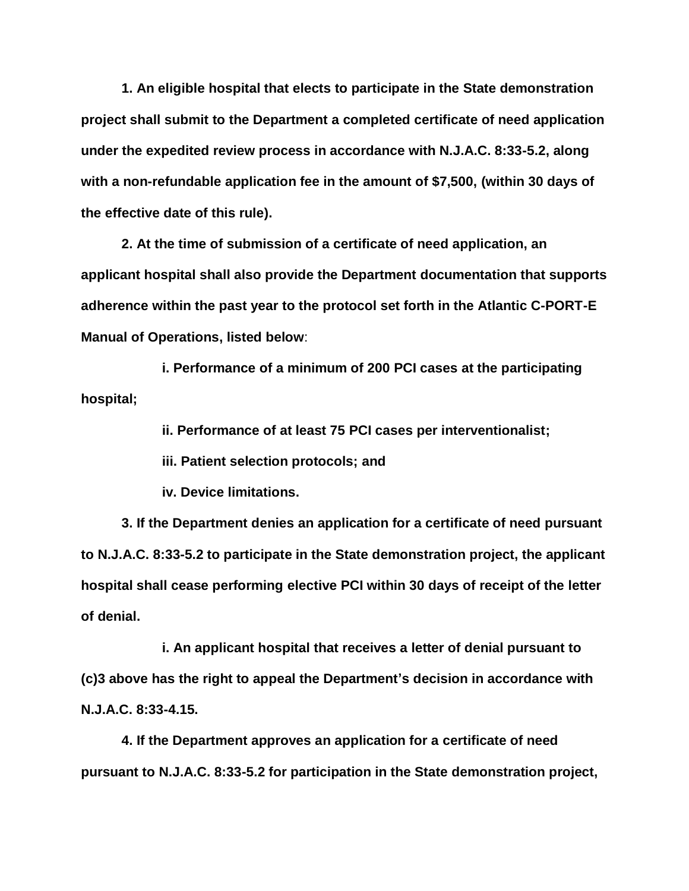**1. An eligible hospital that elects to participate in the State demonstration project shall submit to the Department a completed certificate of need application under the expedited review process in accordance with N.J.A.C. 8:33-5.2, along with a non-refundable application fee in the amount of $7,500, (within 30 days of the effective date of this rule).**

**2. At the time of submission of a certificate of need application, an applicant hospital shall also provide the Department documentation that supports adherence within the past year to the protocol set forth in the Atlantic C-PORT-E Manual of Operations, listed below**:

**i. Performance of a minimum of 200 PCI cases at the participating hospital;**

**ii. Performance of at least 75 PCI cases per interventionalist;**

**iii. Patient selection protocols; and**

**iv. Device limitations.**

**3. If the Department denies an application for a certificate of need pursuant to N.J.A.C. 8:33-5.2 to participate in the State demonstration project, the applicant hospital shall cease performing elective PCI within 30 days of receipt of the letter of denial.**

**i. An applicant hospital that receives a letter of denial pursuant to (c)3 above has the right to appeal the Department's decision in accordance with N.J.A.C. 8:33-4.15.**

**4. If the Department approves an application for a certificate of need pursuant to N.J.A.C. 8:33-5.2 for participation in the State demonstration project,**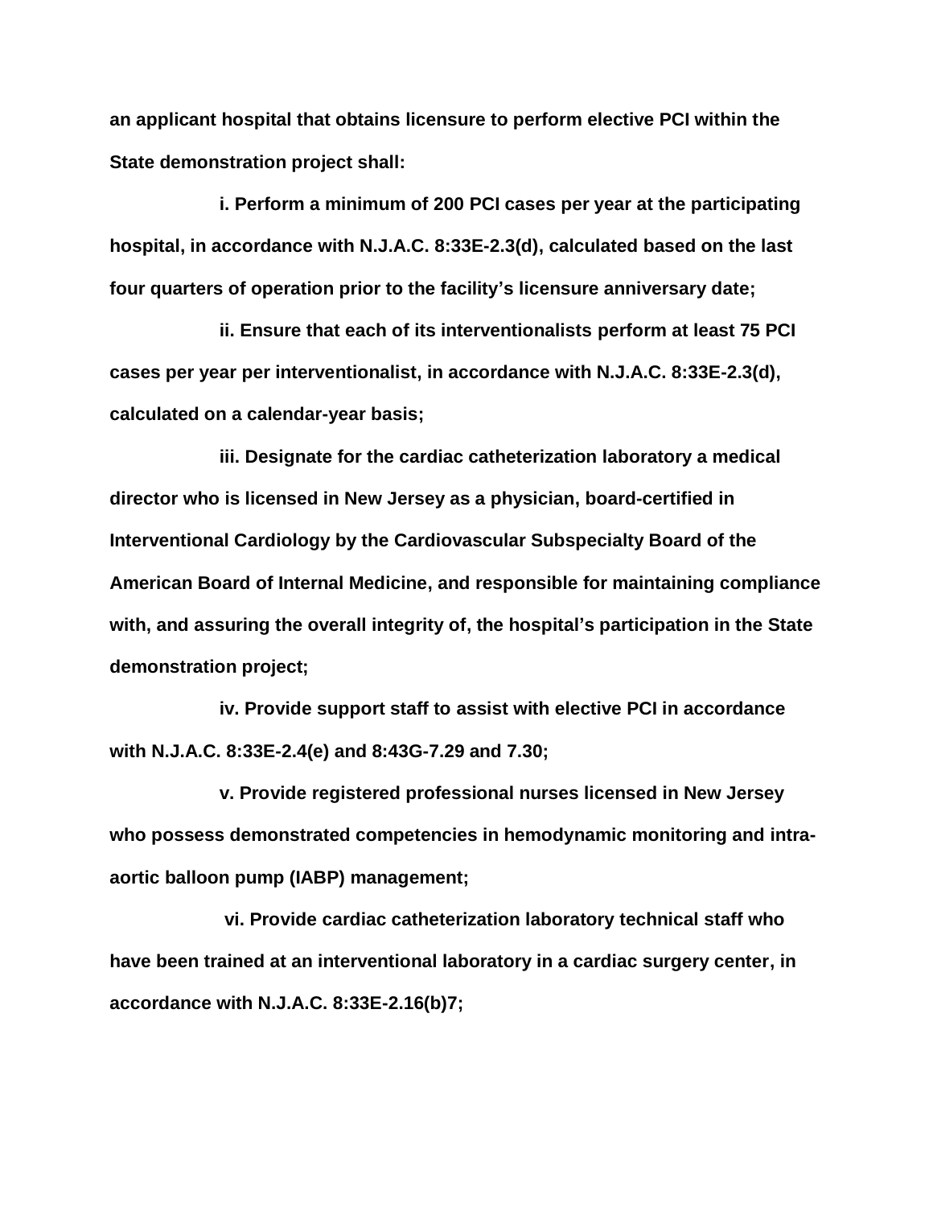**an applicant hospital that obtains licensure to perform elective PCI within the State demonstration project shall:**

**i. Perform a minimum of 200 PCI cases per year at the participating hospital, in accordance with N.J.A.C. 8:33E-2.3(d), calculated based on the last four quarters of operation prior to the facility's licensure anniversary date;**

**ii. Ensure that each of its interventionalists perform at least 75 PCI cases per year per interventionalist, in accordance with N.J.A.C. 8:33E-2.3(d), calculated on a calendar-year basis;**

**iii. Designate for the cardiac catheterization laboratory a medical director who is licensed in New Jersey as a physician, board-certified in Interventional Cardiology by the Cardiovascular Subspecialty Board of the American Board of Internal Medicine, and responsible for maintaining compliance with, and assuring the overall integrity of, the hospital's participation in the State demonstration project;**

**iv. Provide support staff to assist with elective PCI in accordance with N.J.A.C. 8:33E-2.4(e) and 8:43G-7.29 and 7.30;**

**v. Provide registered professional nurses licensed in New Jersey who possess demonstrated competencies in hemodynamic monitoring and intra-aortic balloon pump (IABP) management;**

**vi. Provide cardiac catheterization laboratory technical staff who have been trained at an interventional laboratory in a cardiac surgery center, in accordance with N.J.A.C. 8:33E-2.16(b)7;**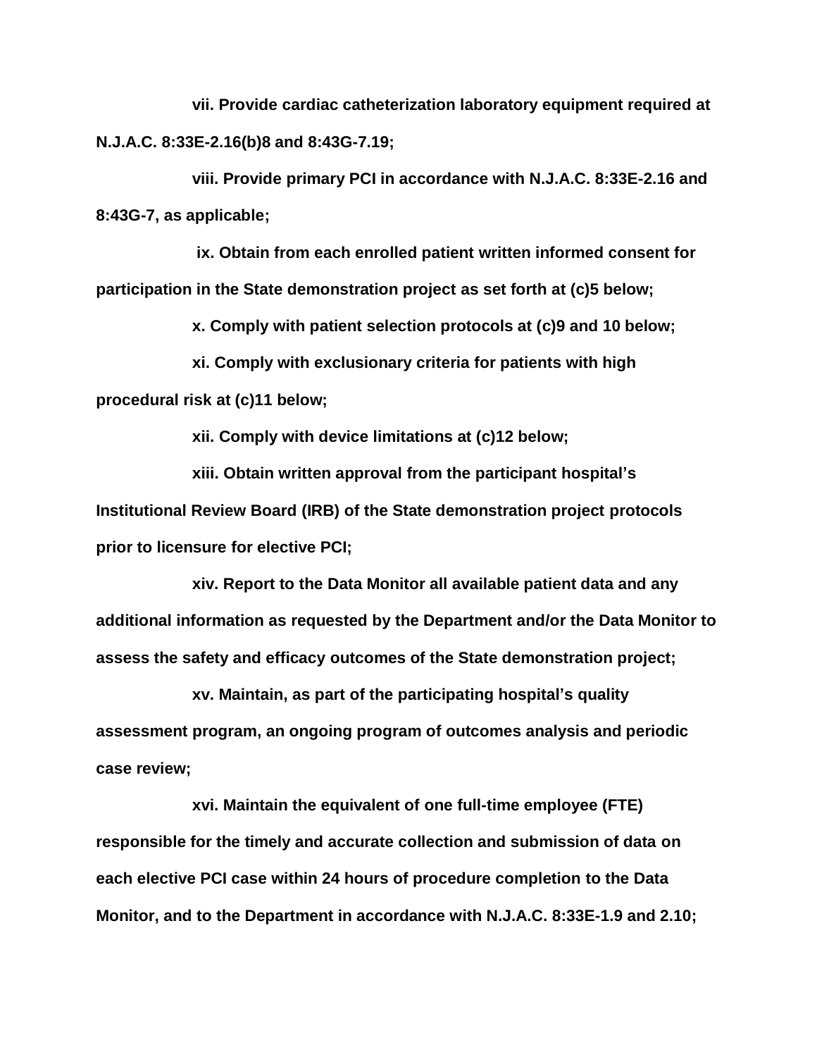**vii. Provide cardiac catheterization laboratory equipment required at N.J.A.C. 8:33E-2.16(b)8 and 8:43G-7.19;**

**viii. Provide primary PCI in accordance with N.J.A.C. 8:33E-2.16 and 8:43G-7, as applicable;**

**ix. Obtain from each enrolled patient written informed consent for participation in the State demonstration project as set forth at (c)5 below;**

**x. Comply with patient selection protocols at (c)9 and 10 below;**

**xi. Comply with exclusionary criteria for patients with high procedural risk at (c)11 below;**

**xii. Comply with device limitations at (c)12 below;**

**xiii. Obtain written approval from the participant hospital's Institutional Review Board (IRB) of the State demonstration project protocols prior to licensure for elective PCI;**

**xiv. Report to the Data Monitor all available patient data and any additional information as requested by the Department and/or the Data Monitor to assess the safety and efficacy outcomes of the State demonstration project;**

**xv. Maintain, as part of the participating hospital's quality assessment program, an ongoing program of outcomes analysis and periodic case review;**

**xvi. Maintain the equivalent of one full-time employee (FTE) responsible for the timely and accurate collection and submission of data on each elective PCI case within 24 hours of procedure completion to the Data Monitor, and to the Department in accordance with N.J.A.C. 8:33E-1.9 and 2.10;**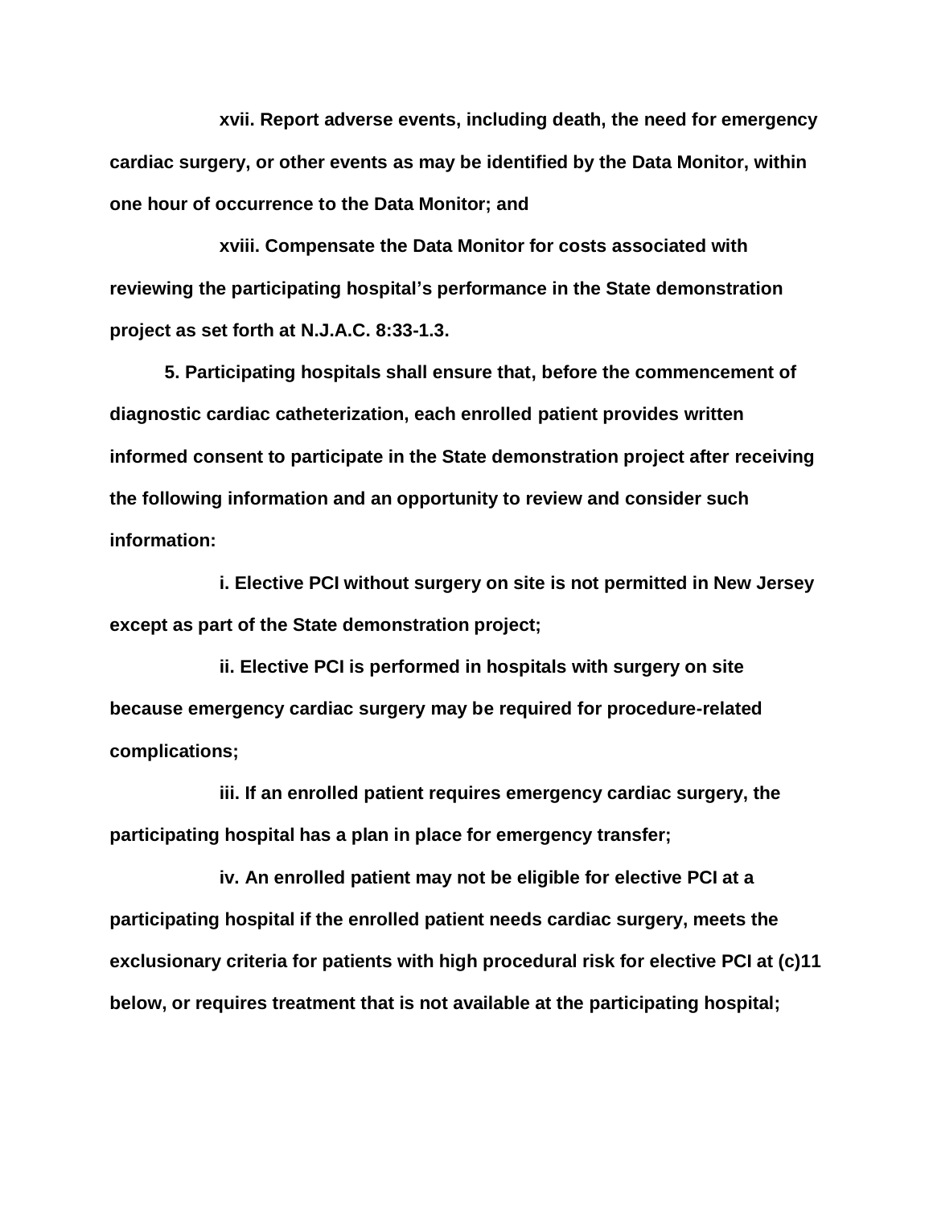**xvii. Report adverse events, including death, the need for emergency cardiac surgery, or other events as may be identified by the Data Monitor, within one hour of occurrence to the Data Monitor; and**

**xviii. Compensate the Data Monitor for costs associated with reviewing the participating hospital's performance in the State demonstration project as set forth at N.J.A.C. 8:33-1.3.**

**5. Participating hospitals shall ensure that, before the commencement of diagnostic cardiac catheterization, each enrolled patient provides written informed consent to participate in the State demonstration project after receiving the following information and an opportunity to review and consider such information:**

**i. Elective PCI without surgery on site is not permitted in New Jersey except as part of the State demonstration project;**

**ii. Elective PCI is performed in hospitals with surgery on site because emergency cardiac surgery may be required for procedure-related complications;**

**iii. If an enrolled patient requires emergency cardiac surgery, the participating hospital has a plan in place for emergency transfer;**

**iv. An enrolled patient may not be eligible for elective PCI at a participating hospital if the enrolled patient needs cardiac surgery, meets the exclusionary criteria for patients with high procedural risk for elective PCI at (c)11 below, or requires treatment that is not available at the participating hospital;**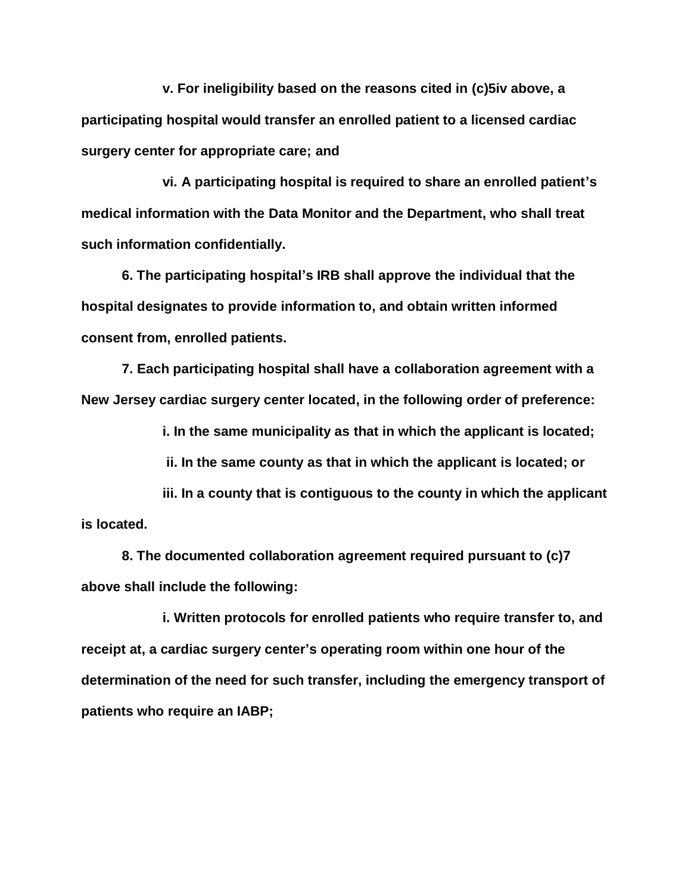**v. For ineligibility based on the reasons cited in (c)5iv above, a participating hospital would transfer an enrolled patient to a licensed cardiac surgery center for appropriate care; and**

**vi. A participating hospital is required to share an enrolled patient's medical information with the Data Monitor and the Department, who shall treat such information confidentially.**

**6. The participating hospital's IRB shall approve the individual that the hospital designates to provide information to, and obtain written informed consent from, enrolled patients.**

**7. Each participating hospital shall have a collaboration agreement with a New Jersey cardiac surgery center located, in the following order of preference:**

**i. In the same municipality as that in which the applicant is located;**

**ii. In the same county as that in which the applicant is located; or**

**iii. In a county that is contiguous to the county in which the applicant is located.**

**8. The documented collaboration agreement required pursuant to (c)7 above shall include the following:**

**i. Written protocols for enrolled patients who require transfer to, and receipt at, a cardiac surgery center's operating room within one hour of the determination of the need for such transfer, including the emergency transport of patients who require an IABP;**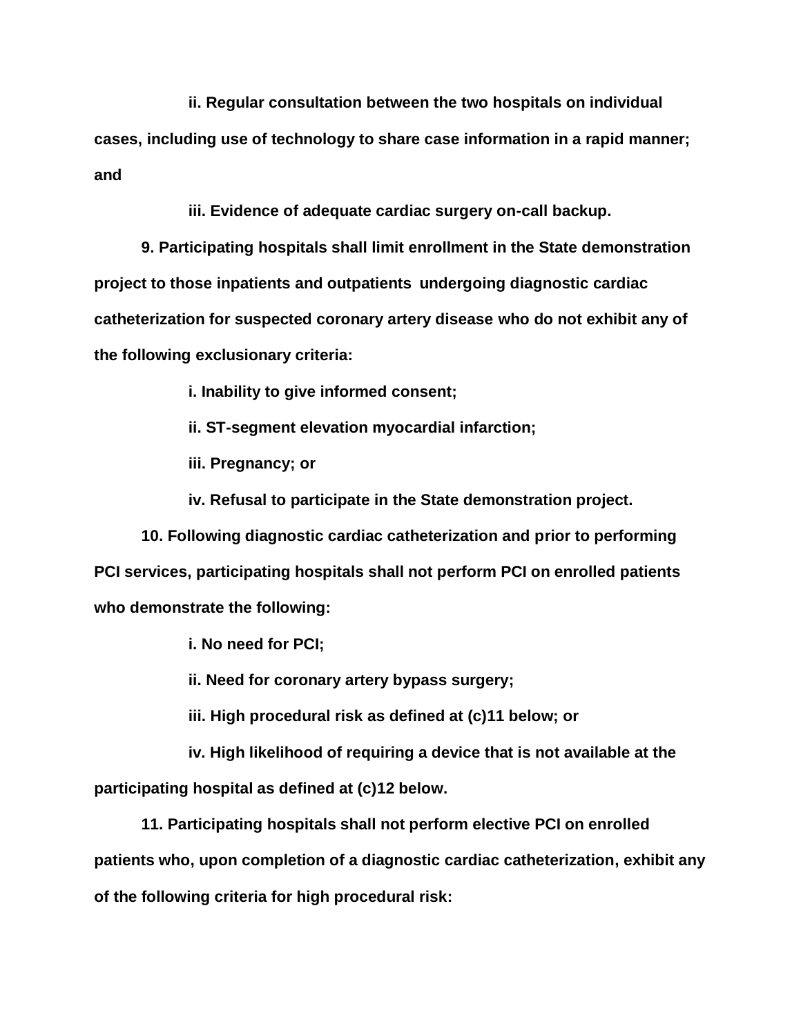**ii. Regular consultation between the two hospitals on individual cases, including use of technology to share case information in a rapid manner; and**

**iii. Evidence of adequate cardiac surgery on-call backup.**

**9. Participating hospitals shall limit enrollment in the State demonstration project to those inpatients and outpatients undergoing diagnostic cardiac catheterization for suspected coronary artery disease who do not exhibit any of the following exclusionary criteria:**

**i. Inability to give informed consent;**

**ii. ST-segment elevation myocardial infarction;**

**iii. Pregnancy; or**

**iv. Refusal to participate in the State demonstration project.**

**10. Following diagnostic cardiac catheterization and prior to performing PCI services, participating hospitals shall not perform PCI on enrolled patients who demonstrate the following:**

**i. No need for PCI;**

**ii. Need for coronary artery bypass surgery;**

**iii. High procedural risk as defined at (c)11 below; or**

**iv. High likelihood of requiring a device that is not available at the participating hospital as defined at (c)12 below.**

**11. Participating hospitals shall not perform elective PCI on enrolled patients who, upon completion of a diagnostic cardiac catheterization, exhibit any of the following criteria for high procedural risk:**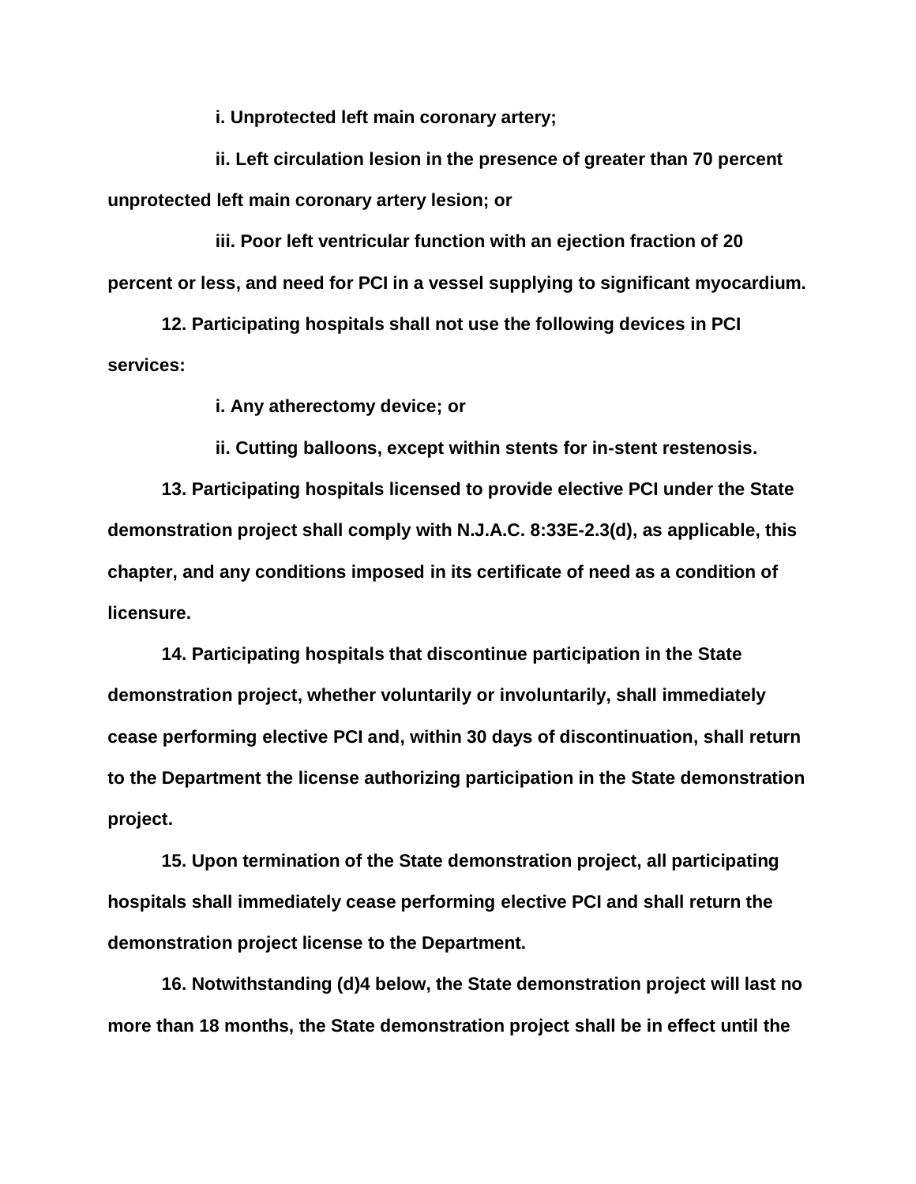**i. Unprotected left main coronary artery;**

**ii. Left circulation lesion in the presence of greater than 70 percent unprotected left main coronary artery lesion; or**

**iii. Poor left ventricular function with an ejection fraction of 20 percent or less, and need for PCI in a vessel supplying to significant myocardium.**

**12. Participating hospitals shall not use the following devices in PCI services:**

**i. Any atherectomy device; or**

**ii. Cutting balloons, except within stents for in-stent restenosis.**

**13. Participating hospitals licensed to provide elective PCI under the State demonstration project shall comply with N.J.A.C. 8:33E-2.3(d), as applicable, this chapter, and any conditions imposed in its certificate of need as a condition of licensure.**

**14. Participating hospitals that discontinue participation in the State demonstration project, whether voluntarily or involuntarily, shall immediately cease performing elective PCI and, within 30 days of discontinuation, shall return to the Department the license authorizing participation in the State demonstration project.**

**15. Upon termination of the State demonstration project, all participating hospitals shall immediately cease performing elective PCI and shall return the demonstration project license to the Department.**

**16. Notwithstanding (d)4 below, the State demonstration project will last no more than 18 months, the State demonstration project shall be in effect until the**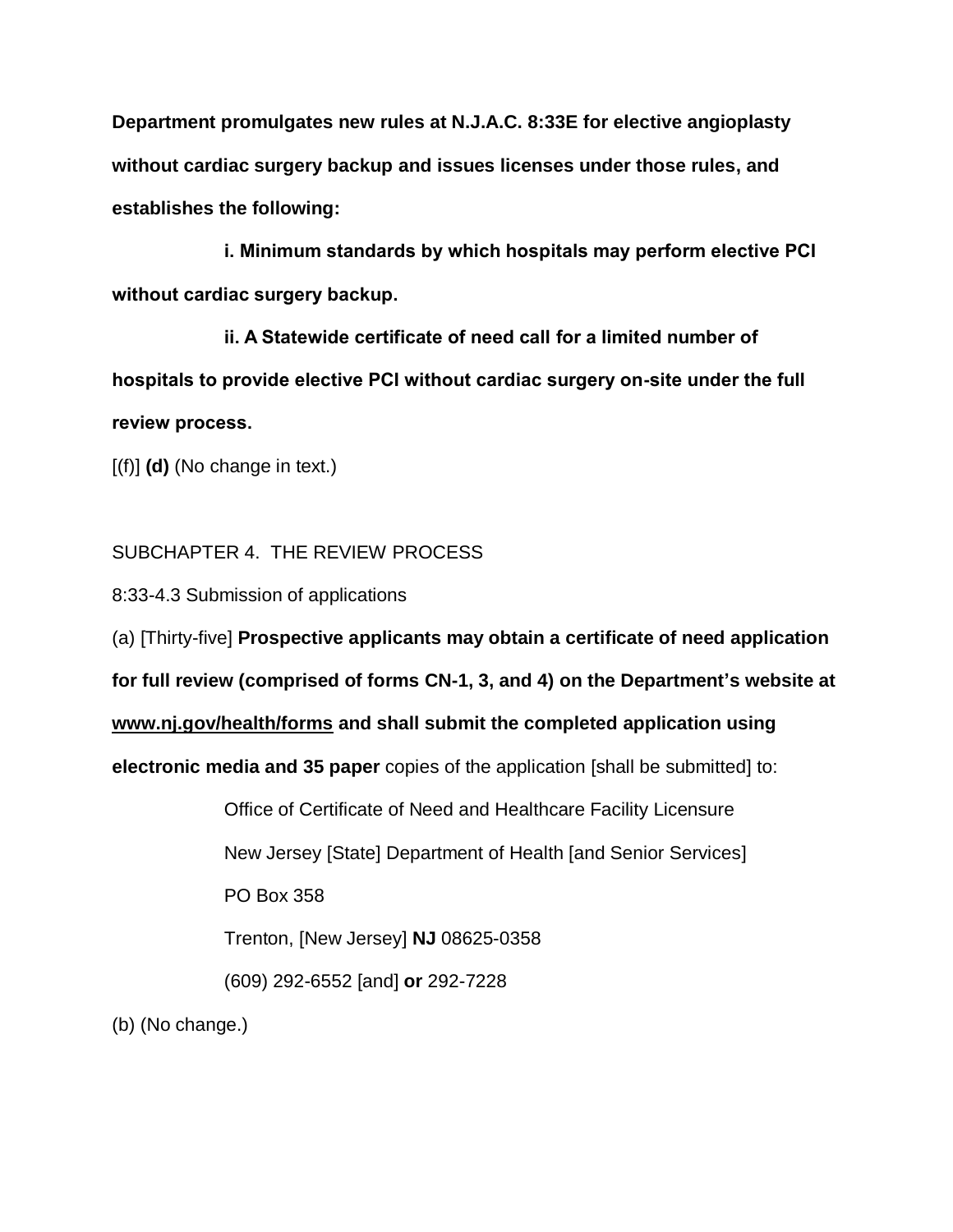**Department promulgates new rules at N.J.A.C. 8:33E for elective angioplasty without cardiac surgery backup and issues licenses under those rules, and establishes the following:**

**i. Minimum standards by which hospitals may perform elective PCI without cardiac surgery backup.**

**ii. A Statewide certificate of need call for a limited number of hospitals to provide elective PCI without cardiac surgery on-site under the full review process.**

[(f)] **(d)** (No change in text.)

SUBCHAPTER 4. THE REVIEW PROCESS

8:33-4.3 Submission of applications

(a) [Thirty-five] **Prospective applicants may obtain a certificate of need application for full review (comprised of forms CN-1, 3, and 4) on the Department's website at <u>www.nj.gov/health/forms</u> and shall submit the completed application using electronic media and 35 paper** copies of the application [shall be submitted] to:

Office of Certificate of Need and Healthcare Facility Licensure
New Jersey [State] Department of Health [and Senior Services]
PO Box 358
Trenton, [New Jersey] **NJ** 08625-0358
(609) 292-6552 [and] **or** 292-7228

(b) (No change.)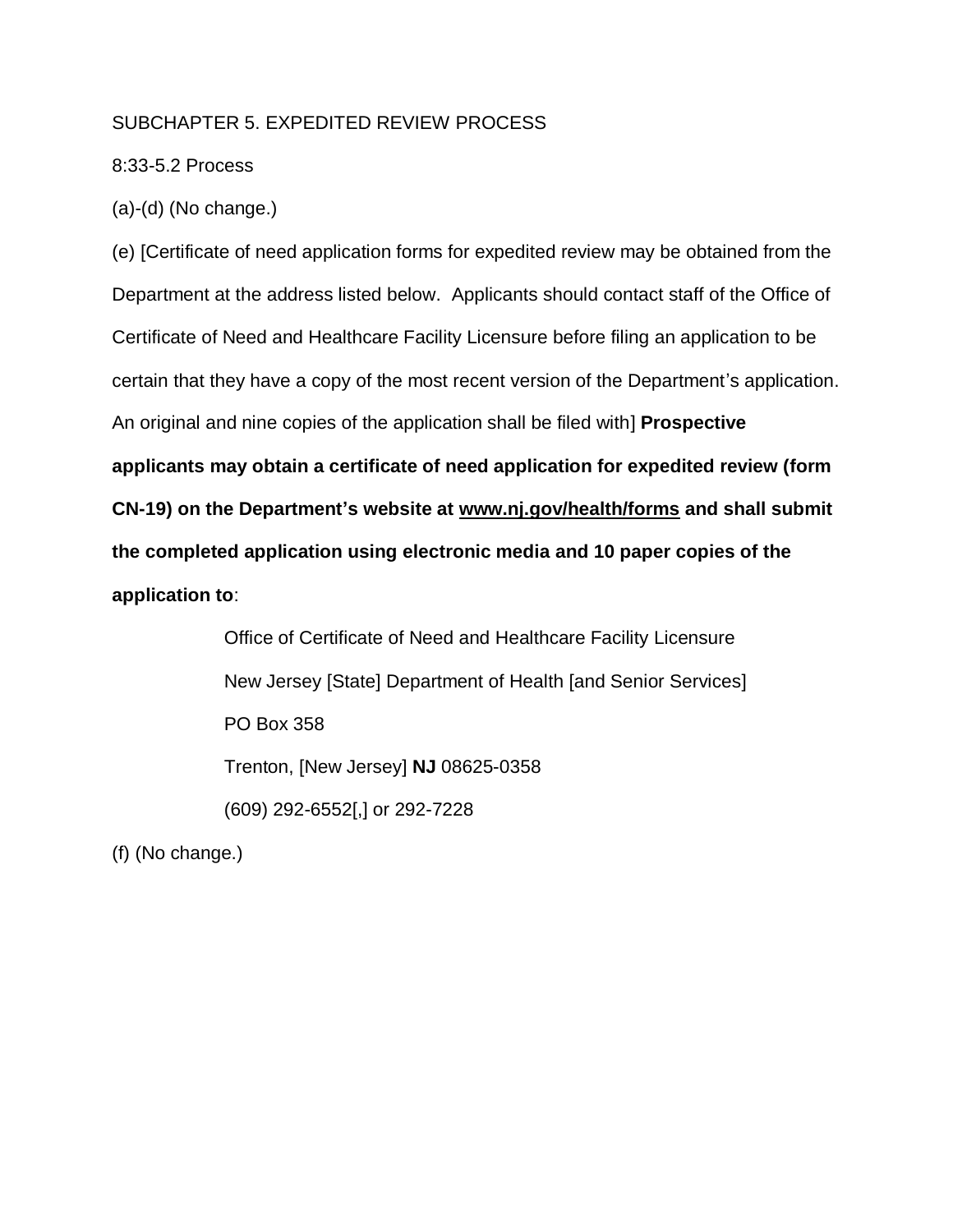SUBCHAPTER 5. EXPEDITED REVIEW PROCESS

8:33-5.2 Process

(a)-(d) (No change.)

(e) [Certificate of need application forms for expedited review may be obtained from the Department at the address listed below. Applicants should contact staff of the Office of Certificate of Need and Healthcare Facility Licensure before filing an application to be certain that they have a copy of the most recent version of the Department's application. An original and nine copies of the application shall be filed with] **Prospective applicants may obtain a certificate of need application for expedited review (form CN-19) on the Department's website at www.nj.gov/health/forms and shall submit the completed application using electronic media and 10 paper copies of the application to**:

> Office of Certificate of Need and Healthcare Facility Licensure
>
> New Jersey [State] Department of Health [and Senior Services]
>
> PO Box 358
>
> Trenton, [New Jersey] **NJ** 08625-0358
>
> (609) 292-6552[,] or 292-7228

(f) (No change.)